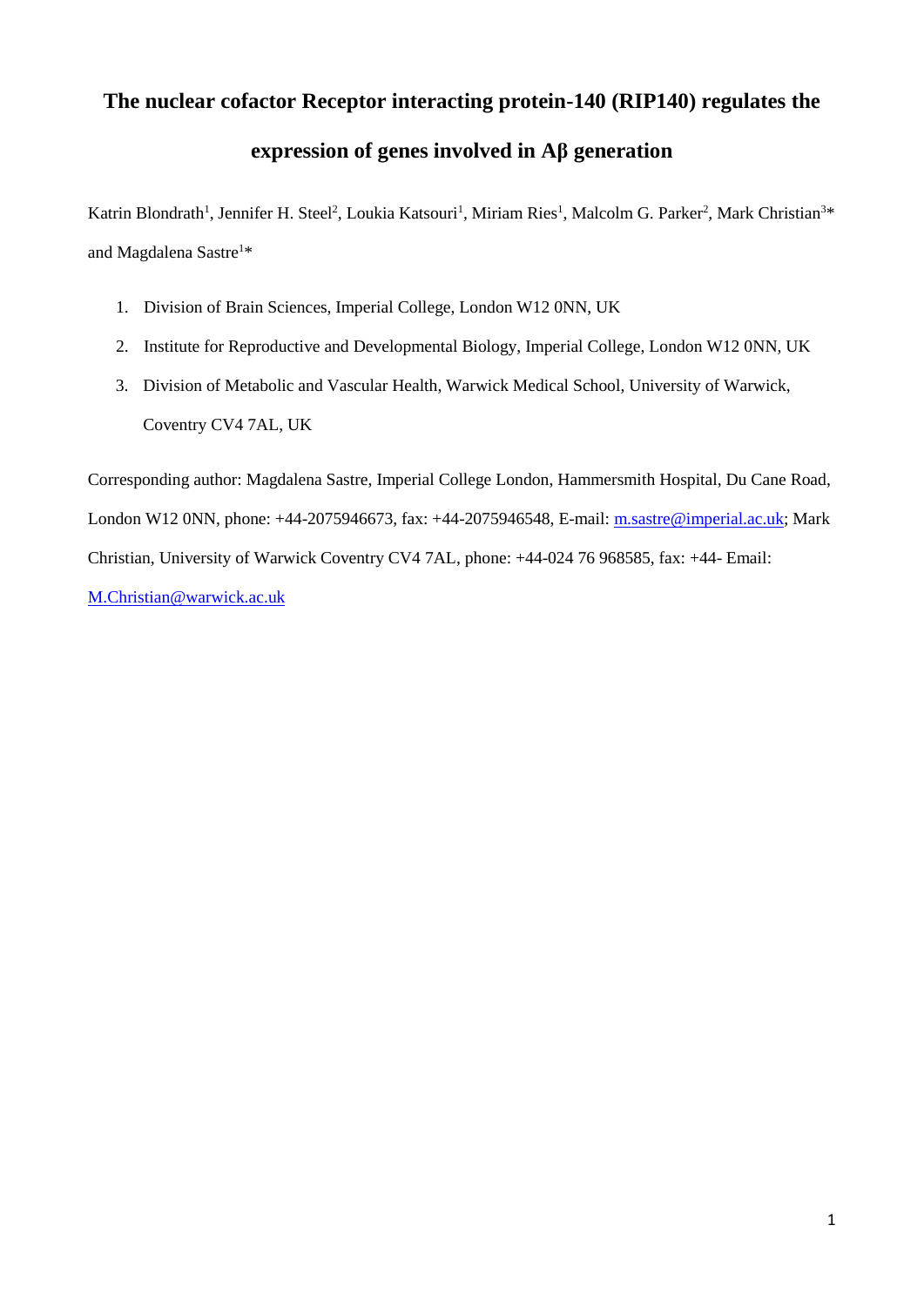# The nuclear cofactor Receptor interacting protein-140 (RIP140) regulates the expression of genes involved in Aβ generation

Katrin Blondrath[1], Jennifer H. Steel[2], Loukia Katsouri[1], Miriam Ries[1], Malcolm G. Parker[2], Mark Christian[3]* and Magdalena Sastre[1]*

1. Division of Brain Sciences, Imperial College, London W12 0NN, UK
2. Institute for Reproductive and Developmental Biology, Imperial College, London W12 0NN, UK
3. Division of Metabolic and Vascular Health, Warwick Medical School, University of Warwick, Coventry CV4 7AL, UK

Corresponding author: Magdalena Sastre, Imperial College London, Hammersmith Hospital, Du Cane Road, London W12 0NN, phone: +44-2075946673, fax: +44-2075946548, E-mail: m.sastre@imperial.ac.uk; Mark Christian, University of Warwick Coventry CV4 7AL, phone: +44-024 76 968585, fax: +44- Email: M.Christian@warwick.ac.uk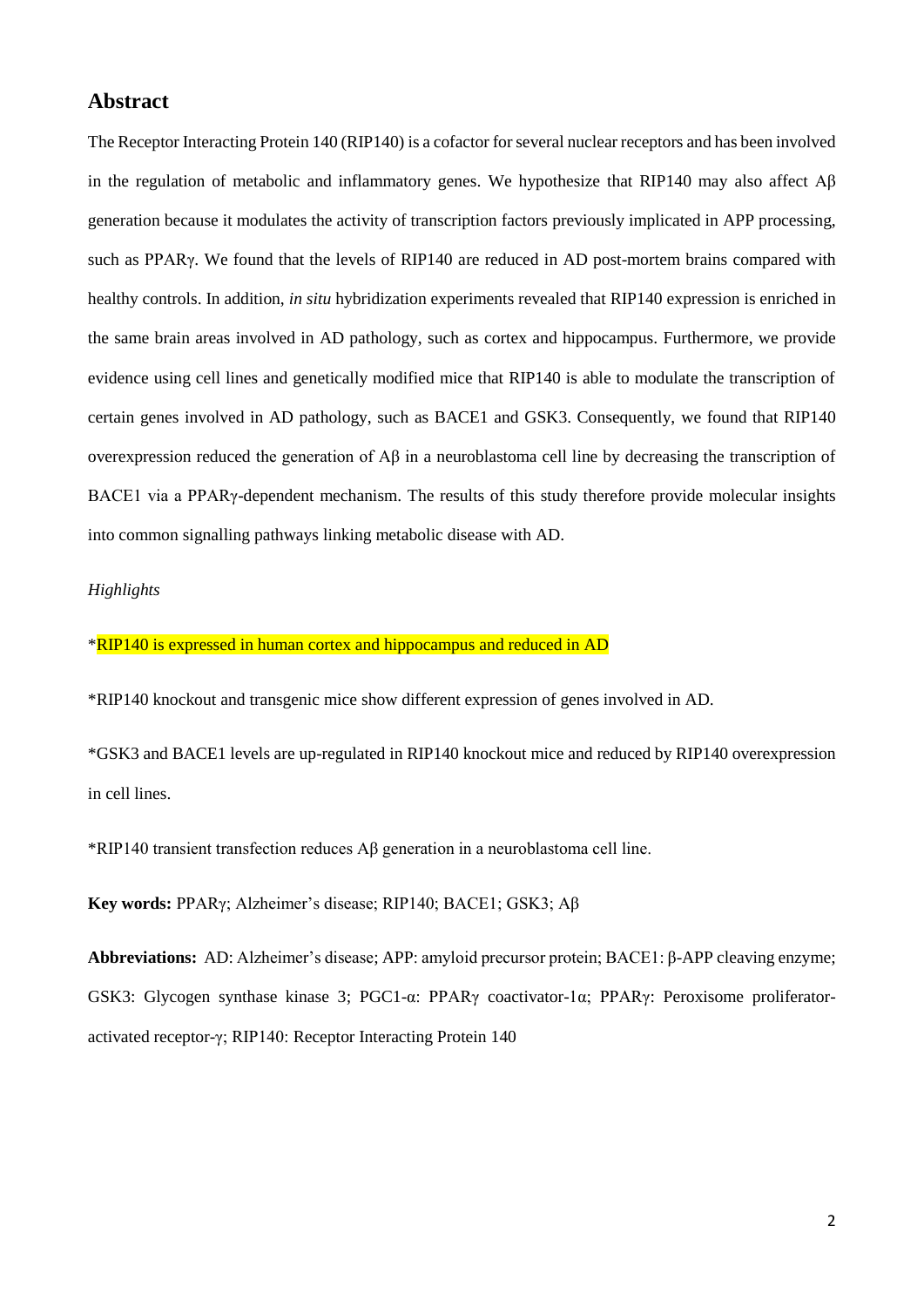## Abstract

The Receptor Interacting Protein 140 (RIP140) is a cofactor for several nuclear receptors and has been involved in the regulation of metabolic and inflammatory genes. We hypothesize that RIP140 may also affect Aβ generation because it modulates the activity of transcription factors previously implicated in APP processing, such as PPARγ. We found that the levels of RIP140 are reduced in AD post-mortem brains compared with healthy controls. In addition, *in situ* hybridization experiments revealed that RIP140 expression is enriched in the same brain areas involved in AD pathology, such as cortex and hippocampus. Furthermore, we provide evidence using cell lines and genetically modified mice that RIP140 is able to modulate the transcription of certain genes involved in AD pathology, such as BACE1 and GSK3. Consequently, we found that RIP140 overexpression reduced the generation of Aβ in a neuroblastoma cell line by decreasing the transcription of BACE1 via a PPARγ-dependent mechanism. The results of this study therefore provide molecular insights into common signalling pathways linking metabolic disease with AD.

*Highlights*

*RIP140 is expressed in human cortex and hippocampus and reduced in AD

*RIP140 knockout and transgenic mice show different expression of genes involved in AD.

*GSK3 and BACE1 levels are up-regulated in RIP140 knockout mice and reduced by RIP140 overexpression in cell lines.

*RIP140 transient transfection reduces Aβ generation in a neuroblastoma cell line.

**Key words:** PPARγ; Alzheimer's disease; RIP140; BACE1; GSK3; Aβ

**Abbreviations:** AD: Alzheimer's disease; APP: amyloid precursor protein; BACE1: β-APP cleaving enzyme; GSK3: Glycogen synthase kinase 3; PGC1-α: PPARγ coactivator-1α; PPARγ: Peroxisome proliferator-activated receptor-γ; RIP140: Receptor Interacting Protein 140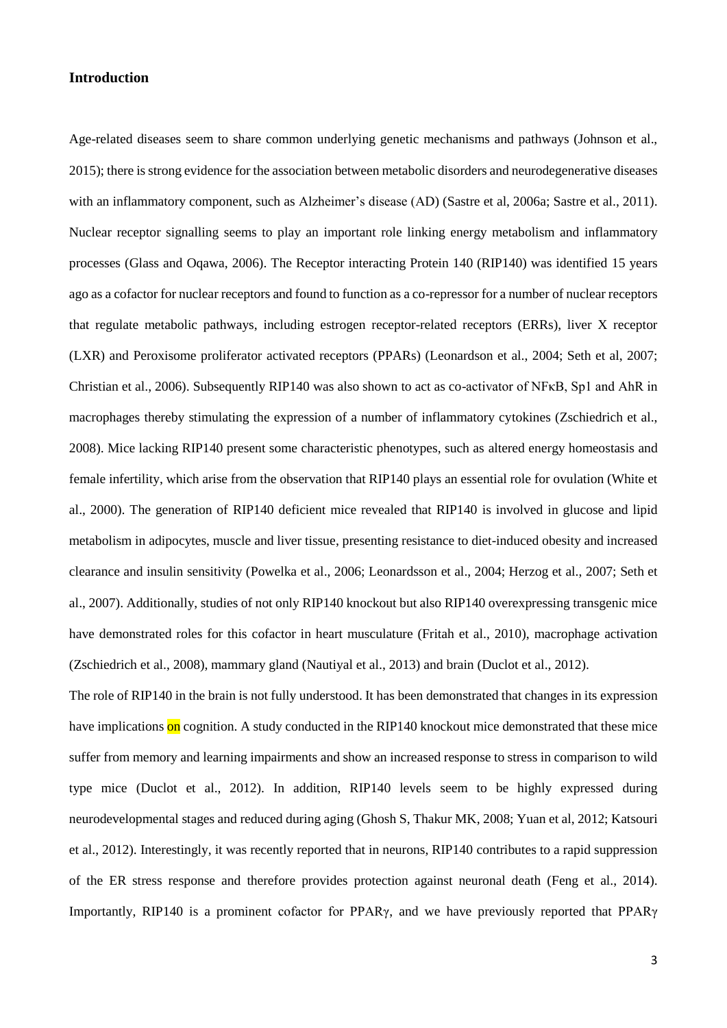## Introduction

Age-related diseases seem to share common underlying genetic mechanisms and pathways (Johnson et al., 2015); there is strong evidence for the association between metabolic disorders and neurodegenerative diseases with an inflammatory component, such as Alzheimer's disease (AD) (Sastre et al, 2006a; Sastre et al., 2011). Nuclear receptor signalling seems to play an important role linking energy metabolism and inflammatory processes (Glass and Oqawa, 2006). The Receptor interacting Protein 140 (RIP140) was identified 15 years ago as a cofactor for nuclear receptors and found to function as a co-repressor for a number of nuclear receptors that regulate metabolic pathways, including estrogen receptor-related receptors (ERRs), liver X receptor (LXR) and Peroxisome proliferator activated receptors (PPARs) (Leonardson et al., 2004; Seth et al, 2007; Christian et al., 2006). Subsequently RIP140 was also shown to act as co-activator of NFκB, Sp1 and AhR in macrophages thereby stimulating the expression of a number of inflammatory cytokines (Zschiedrich et al., 2008). Mice lacking RIP140 present some characteristic phenotypes, such as altered energy homeostasis and female infertility, which arise from the observation that RIP140 plays an essential role for ovulation (White et al., 2000). The generation of RIP140 deficient mice revealed that RIP140 is involved in glucose and lipid metabolism in adipocytes, muscle and liver tissue, presenting resistance to diet-induced obesity and increased clearance and insulin sensitivity (Powelka et al., 2006; Leonardsson et al., 2004; Herzog et al., 2007; Seth et al., 2007). Additionally, studies of not only RIP140 knockout but also RIP140 overexpressing transgenic mice have demonstrated roles for this cofactor in heart musculature (Fritah et al., 2010), macrophage activation (Zschiedrich et al., 2008), mammary gland (Nautiyal et al., 2013) and brain (Duclot et al., 2012).

The role of RIP140 in the brain is not fully understood. It has been demonstrated that changes in its expression have implications on cognition. A study conducted in the RIP140 knockout mice demonstrated that these mice suffer from memory and learning impairments and show an increased response to stress in comparison to wild type mice (Duclot et al., 2012). In addition, RIP140 levels seem to be highly expressed during neurodevelopmental stages and reduced during aging (Ghosh S, Thakur MK, 2008; Yuan et al, 2012; Katsouri et al., 2012). Interestingly, it was recently reported that in neurons, RIP140 contributes to a rapid suppression of the ER stress response and therefore provides protection against neuronal death (Feng et al., 2014). Importantly, RIP140 is a prominent cofactor for PPARγ, and we have previously reported that PPARγ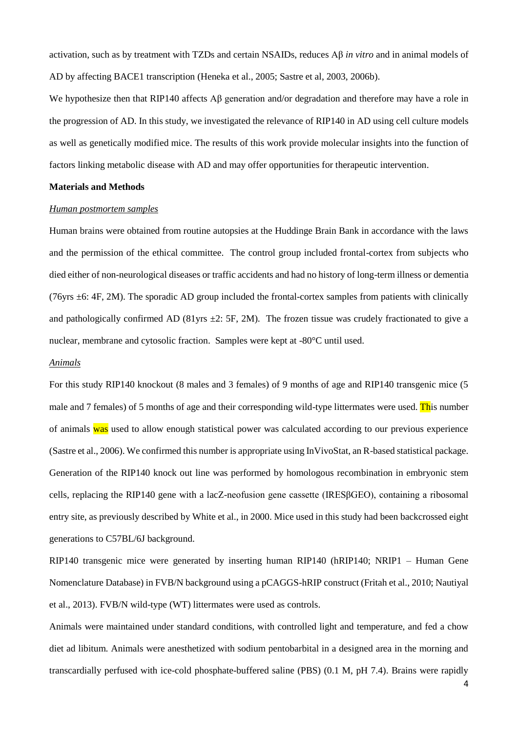activation, such as by treatment with TZDs and certain NSAIDs, reduces Aβ *in vitro* and in animal models of AD by affecting BACE1 transcription (Heneka et al., 2005; Sastre et al, 2003, 2006b).

We hypothesize then that RIP140 affects Aβ generation and/or degradation and therefore may have a role in the progression of AD. In this study, we investigated the relevance of RIP140 in AD using cell culture models as well as genetically modified mice. The results of this work provide molecular insights into the function of factors linking metabolic disease with AD and may offer opportunities for therapeutic intervention.

**Materials and Methods**

*Human postmortem samples*

Human brains were obtained from routine autopsies at the Huddinge Brain Bank in accordance with the laws and the permission of the ethical committee. The control group included frontal-cortex from subjects who died either of non-neurological diseases or traffic accidents and had no history of long-term illness or dementia (76yrs ±6: 4F, 2M). The sporadic AD group included the frontal-cortex samples from patients with clinically and pathologically confirmed AD (81yrs ±2: 5F, 2M). The frozen tissue was crudely fractionated to give a nuclear, membrane and cytosolic fraction. Samples were kept at -80°C until used.

*Animals*

For this study RIP140 knockout (8 males and 3 females) of 9 months of age and RIP140 transgenic mice (5 male and 7 females) of 5 months of age and their corresponding wild-type littermates were used. This number of animals was used to allow enough statistical power was calculated according to our previous experience (Sastre et al., 2006). We confirmed this number is appropriate using InVivoStat, an R-based statistical package. Generation of the RIP140 knock out line was performed by homologous recombination in embryonic stem cells, replacing the RIP140 gene with a lacZ-neofusion gene cassette (IRESβGEO), containing a ribosomal entry site, as previously described by White et al., in 2000. Mice used in this study had been backcrossed eight generations to C57BL/6J background.

RIP140 transgenic mice were generated by inserting human RIP140 (hRIP140; NRIP1 – Human Gene Nomenclature Database) in FVB/N background using a pCAGGS-hRIP construct (Fritah et al., 2010; Nautiyal et al., 2013). FVB/N wild-type (WT) littermates were used as controls.

Animals were maintained under standard conditions, with controlled light and temperature, and fed a chow diet ad libitum. Animals were anesthetized with sodium pentobarbital in a designed area in the morning and transcardially perfused with ice-cold phosphate-buffered saline (PBS) (0.1 M, pH 7.4). Brains were rapidly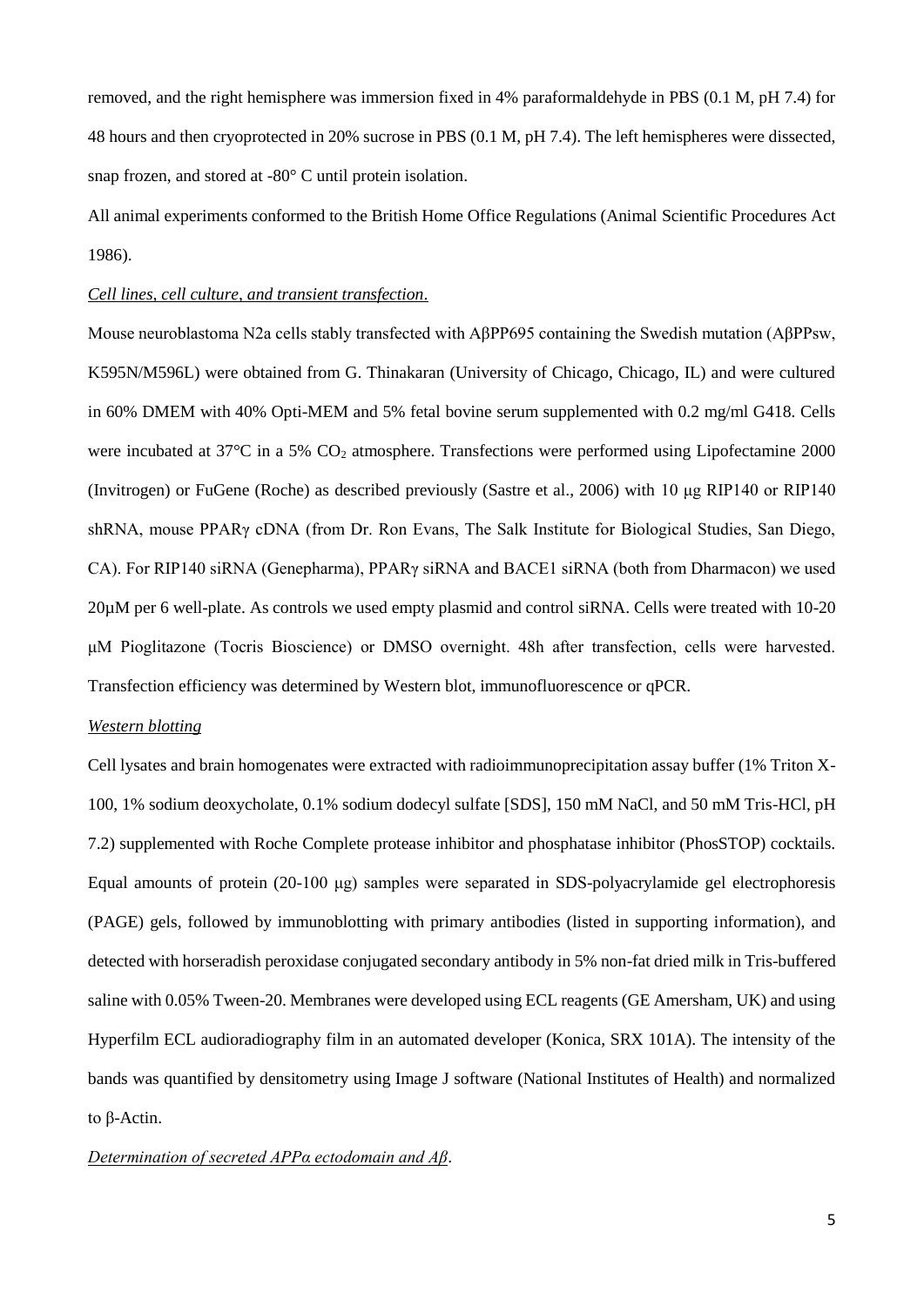removed, and the right hemisphere was immersion fixed in 4% paraformaldehyde in PBS (0.1 M, pH 7.4) for 48 hours and then cryoprotected in 20% sucrose in PBS (0.1 M, pH 7.4). The left hemispheres were dissected, snap frozen, and stored at -80° C until protein isolation.

All animal experiments conformed to the British Home Office Regulations (Animal Scientific Procedures Act 1986).

*Cell lines, cell culture, and transient transfection*.

Mouse neuroblastoma N2a cells stably transfected with AβPP695 containing the Swedish mutation (AβPPsw, K595N/M596L) were obtained from G. Thinakaran (University of Chicago, Chicago, IL) and were cultured in 60% DMEM with 40% Opti-MEM and 5% fetal bovine serum supplemented with 0.2 mg/ml G418. Cells were incubated at 37°C in a 5% $CO_2$ atmosphere. Transfections were performed using Lipofectamine 2000 (Invitrogen) or FuGene (Roche) as described previously (Sastre et al., 2006) with 10 μg RIP140 or RIP140 shRNA, mouse PPARγ cDNA (from Dr. Ron Evans, The Salk Institute for Biological Studies, San Diego, CA). For RIP140 siRNA (Genepharma), PPARγ siRNA and BACE1 siRNA (both from Dharmacon) we used 20μM per 6 well-plate. As controls we used empty plasmid and control siRNA. Cells were treated with 10-20 μM Pioglitazone (Tocris Bioscience) or DMSO overnight. 48h after transfection, cells were harvested. Transfection efficiency was determined by Western blot, immunofluorescence or qPCR.

*Western blotting*

Cell lysates and brain homogenates were extracted with radioimmunoprecipitation assay buffer (1% Triton X-100, 1% sodium deoxycholate, 0.1% sodium dodecyl sulfate [SDS], 150 mM NaCl, and 50 mM Tris-HCl, pH 7.2) supplemented with Roche Complete protease inhibitor and phosphatase inhibitor (PhosSTOP) cocktails. Equal amounts of protein (20-100 μg) samples were separated in SDS-polyacrylamide gel electrophoresis (PAGE) gels, followed by immunoblotting with primary antibodies (listed in supporting information), and detected with horseradish peroxidase conjugated secondary antibody in 5% non-fat dried milk in Tris-buffered saline with 0.05% Tween-20. Membranes were developed using ECL reagents (GE Amersham, UK) and using Hyperfilm ECL audioradiography film in an automated developer (Konica, SRX 101A). The intensity of the bands was quantified by densitometry using Image J software (National Institutes of Health) and normalized to β-Actin.

*Determination of secreted APPα ectodomain and Aβ*.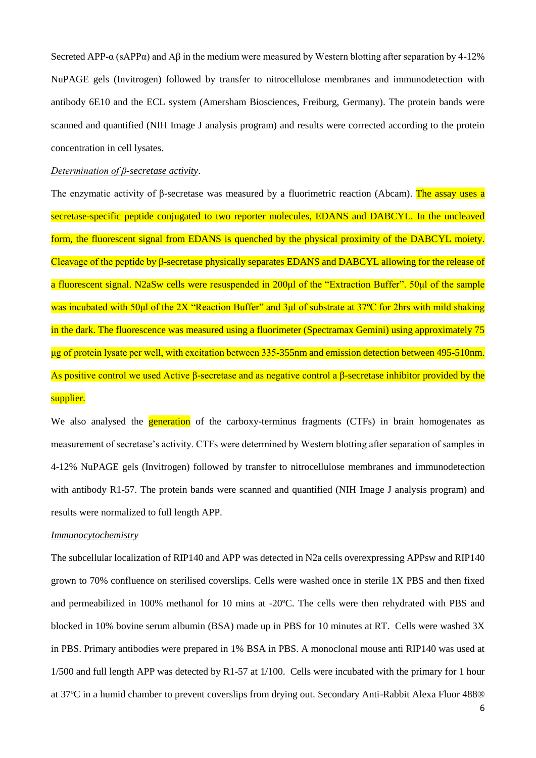Secreted APP-α (sAPPα) and Aβ in the medium were measured by Western blotting after separation by 4-12% NuPAGE gels (Invitrogen) followed by transfer to nitrocellulose membranes and immunodetection with antibody 6E10 and the ECL system (Amersham Biosciences, Freiburg, Germany). The protein bands were scanned and quantified (NIH Image J analysis program) and results were corrected according to the protein concentration in cell lysates.

*Determination of β-secretase activity*.

The enzymatic activity of β-secretase was measured by a fluorimetric reaction (Abcam). The assay uses a secretase-specific peptide conjugated to two reporter molecules, EDANS and DABCYL. In the uncleaved form, the fluorescent signal from EDANS is quenched by the physical proximity of the DABCYL moiety. Cleavage of the peptide by β-secretase physically separates EDANS and DABCYL allowing for the release of a fluorescent signal. N2aSw cells were resuspended in 200µl of the "Extraction Buffer". 50µl of the sample was incubated with 50µl of the 2X "Reaction Buffer" and 3µl of substrate at 37ºC for 2hrs with mild shaking in the dark. The fluorescence was measured using a fluorimeter (Spectramax Gemini) using approximately 75 µg of protein lysate per well, with excitation between 335-355nm and emission detection between 495-510nm. As positive control we used Active β-secretase and as negative control a β-secretase inhibitor provided by the supplier.

We also analysed the generation of the carboxy-terminus fragments (CTFs) in brain homogenates as measurement of secretase's activity. CTFs were determined by Western blotting after separation of samples in 4-12% NuPAGE gels (Invitrogen) followed by transfer to nitrocellulose membranes and immunodetection with antibody R1-57. The protein bands were scanned and quantified (NIH Image J analysis program) and results were normalized to full length APP.

*Immunocytochemistry*

The subcellular localization of RIP140 and APP was detected in N2a cells overexpressing APPsw and RIP140 grown to 70% confluence on sterilised coverslips. Cells were washed once in sterile 1X PBS and then fixed and permeabilized in 100% methanol for 10 mins at -20ºC. The cells were then rehydrated with PBS and blocked in 10% bovine serum albumin (BSA) made up in PBS for 10 minutes at RT. Cells were washed 3X in PBS. Primary antibodies were prepared in 1% BSA in PBS. A monoclonal mouse anti RIP140 was used at 1/500 and full length APP was detected by R1-57 at 1/100. Cells were incubated with the primary for 1 hour at 37ºC in a humid chamber to prevent coverslips from drying out. Secondary Anti-Rabbit Alexa Fluor 488®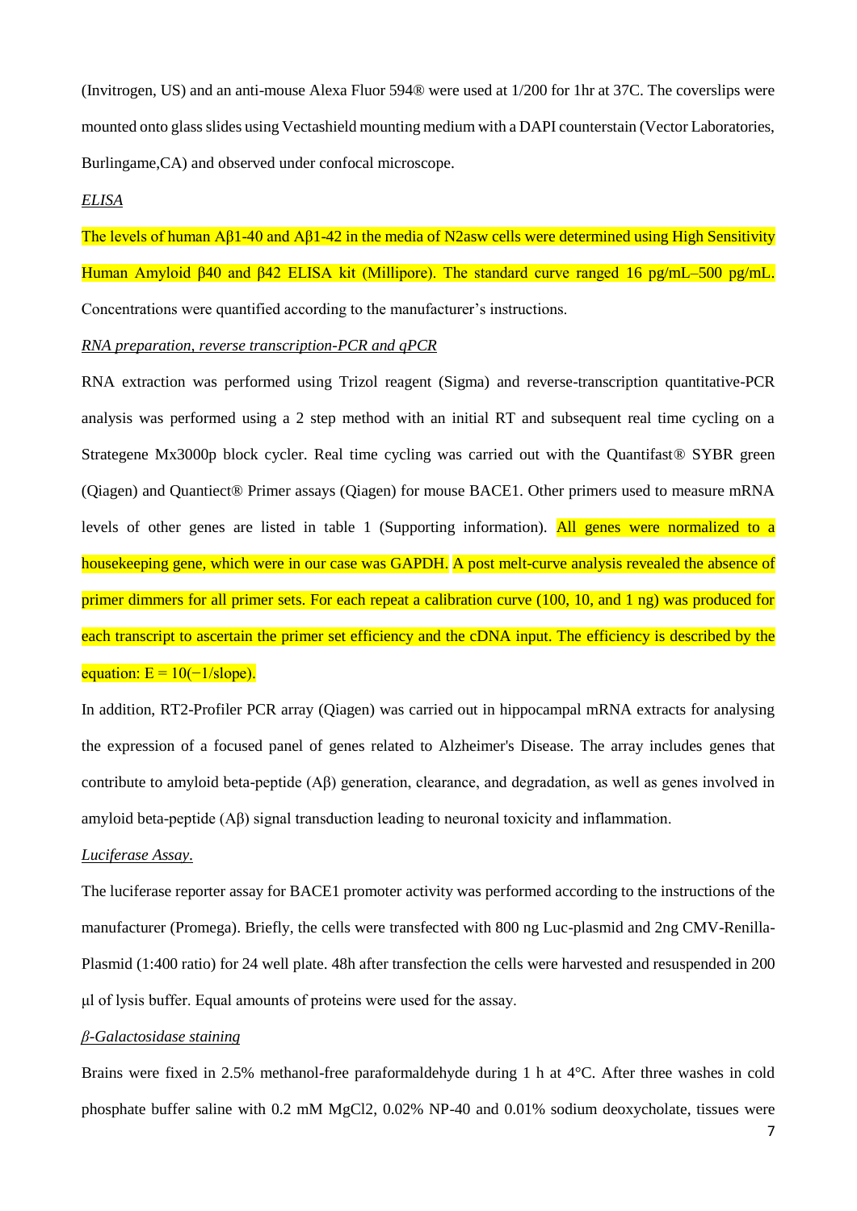(Invitrogen, US) and an anti-mouse Alexa Fluor 594® were used at 1/200 for 1hr at 37C. The coverslips were mounted onto glass slides using Vectashield mounting medium with a DAPI counterstain (Vector Laboratories, Burlingame,CA) and observed under confocal microscope.

*ELISA*

The levels of human Aβ1-40 and Aβ1-42 in the media of N2asw cells were determined using High Sensitivity Human Amyloid β40 and β42 ELISA kit (Millipore). The standard curve ranged 16 pg/mL–500 pg/mL. Concentrations were quantified according to the manufacturer's instructions.

*RNA preparation, reverse transcription-PCR and qPCR*

RNA extraction was performed using Trizol reagent (Sigma) and reverse-transcription quantitative-PCR analysis was performed using a 2 step method with an initial RT and subsequent real time cycling on a Strategene Mx3000p block cycler. Real time cycling was carried out with the Quantifast® SYBR green (Qiagen) and Quantiect® Primer assays (Qiagen) for mouse BACE1. Other primers used to measure mRNA levels of other genes are listed in table 1 (Supporting information). All genes were normalized to a housekeeping gene, which were in our case was GAPDH. A post melt-curve analysis revealed the absence of primer dimmers for all primer sets. For each repeat a calibration curve (100, 10, and 1 ng) was produced for each transcript to ascertain the primer set efficiency and the cDNA input. The efficiency is described by the equation: $E = 10(-1/\text{slope})$.

In addition, RT2-Profiler PCR array (Qiagen) was carried out in hippocampal mRNA extracts for analysing the expression of a focused panel of genes related to Alzheimer's Disease. The array includes genes that contribute to amyloid beta-peptide (Aβ) generation, clearance, and degradation, as well as genes involved in amyloid beta-peptide (Aβ) signal transduction leading to neuronal toxicity and inflammation.

*Luciferase Assay.*

The luciferase reporter assay for BACE1 promoter activity was performed according to the instructions of the manufacturer (Promega). Briefly, the cells were transfected with 800 ng Luc-plasmid and 2ng CMV-Renilla-Plasmid (1:400 ratio) for 24 well plate. 48h after transfection the cells were harvested and resuspended in 200 μl of lysis buffer. Equal amounts of proteins were used for the assay.

*β-Galactosidase staining*

Brains were fixed in 2.5% methanol-free paraformaldehyde during 1 h at 4°C. After three washes in cold phosphate buffer saline with 0.2 mM $MgCl_2$, 0.02% NP-40 and 0.01% sodium deoxycholate, tissues were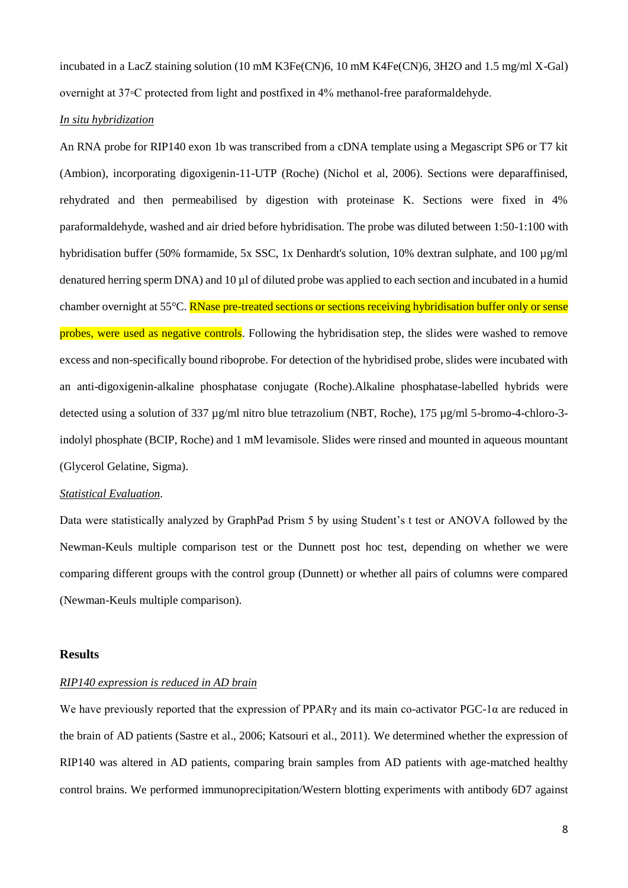incubated in a LacZ staining solution (10 mM $K_3Fe(CN)_6$, 10 mM $K_4Fe(CN)_6$, $3H_2O$ and 1.5 mg/ml X-Gal) overnight at 37◦C protected from light and postfixed in 4% methanol-free paraformaldehyde.

*In situ hybridization*

An RNA probe for RIP140 exon 1b was transcribed from a cDNA template using a Megascript SP6 or T7 kit (Ambion), incorporating digoxigenin-11-UTP (Roche) (Nichol et al, 2006). Sections were deparaffinised, rehydrated and then permeabilised by digestion with proteinase K. Sections were fixed in 4% paraformaldehyde, washed and air dried before hybridisation. The probe was diluted between 1:50-1:100 with hybridisation buffer (50% formamide, 5x SSC, 1x Denhardt's solution, 10% dextran sulphate, and 100 µg/ml denatured herring sperm DNA) and 10 µl of diluted probe was applied to each section and incubated in a humid chamber overnight at 55°C. RNase pre-treated sections or sections receiving hybridisation buffer only or sense probes, were used as negative controls. Following the hybridisation step, the slides were washed to remove excess and non-specifically bound riboprobe. For detection of the hybridised probe, slides were incubated with an anti-digoxigenin-alkaline phosphatase conjugate (Roche).Alkaline phosphatase-labelled hybrids were detected using a solution of 337 µg/ml nitro blue tetrazolium (NBT, Roche), 175 µg/ml 5-bromo-4-chloro-3-indolyl phosphate (BCIP, Roche) and 1 mM levamisole. Slides were rinsed and mounted in aqueous mountant (Glycerol Gelatine, Sigma).

*Statistical Evaluation*.

Data were statistically analyzed by GraphPad Prism 5 by using Student's t test or ANOVA followed by the Newman-Keuls multiple comparison test or the Dunnett post hoc test, depending on whether we were comparing different groups with the control group (Dunnett) or whether all pairs of columns were compared (Newman-Keuls multiple comparison).

## Results

*RIP140 expression is reduced in AD brain*

We have previously reported that the expression of PPARγ and its main co-activator PGC-1α are reduced in the brain of AD patients (Sastre et al., 2006; Katsouri et al., 2011). We determined whether the expression of RIP140 was altered in AD patients, comparing brain samples from AD patients with age-matched healthy control brains. We performed immunoprecipitation/Western blotting experiments with antibody 6D7 against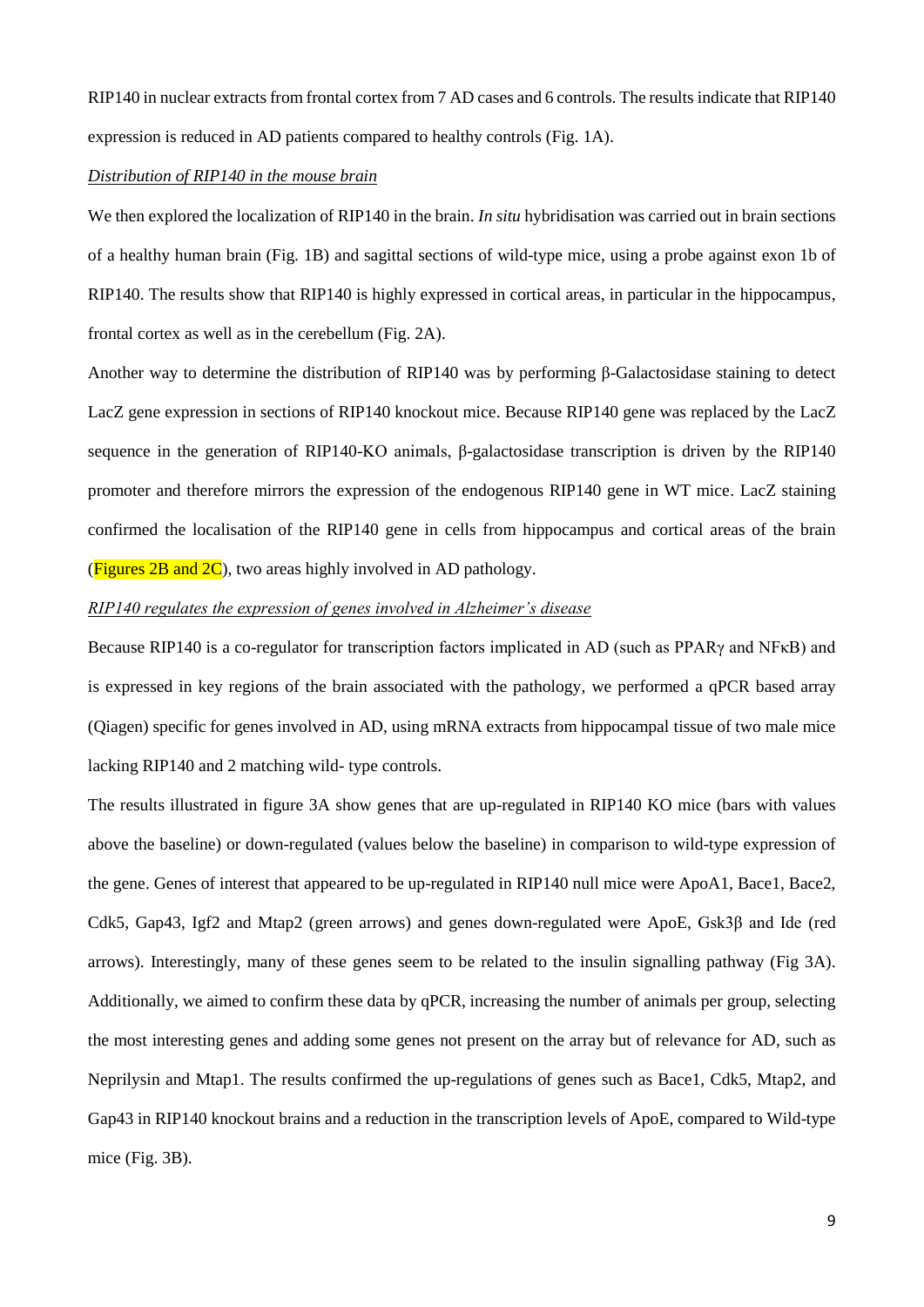RIP140 in nuclear extracts from frontal cortex from 7 AD cases and 6 controls. The results indicate that RIP140 expression is reduced in AD patients compared to healthy controls (Fig. 1A).

*Distribution of RIP140 in the mouse brain*

We then explored the localization of RIP140 in the brain. *In situ* hybridisation was carried out in brain sections of a healthy human brain (Fig. 1B) and sagittal sections of wild-type mice, using a probe against exon 1b of RIP140. The results show that RIP140 is highly expressed in cortical areas, in particular in the hippocampus, frontal cortex as well as in the cerebellum (Fig. 2A).

Another way to determine the distribution of RIP140 was by performing β-Galactosidase staining to detect LacZ gene expression in sections of RIP140 knockout mice. Because RIP140 gene was replaced by the LacZ sequence in the generation of RIP140-KO animals, β-galactosidase transcription is driven by the RIP140 promoter and therefore mirrors the expression of the endogenous RIP140 gene in WT mice. LacZ staining confirmed the localisation of the RIP140 gene in cells from hippocampus and cortical areas of the brain (Figures 2B and 2C), two areas highly involved in AD pathology.

*RIP140 regulates the expression of genes involved in Alzheimer's disease*

Because RIP140 is a co-regulator for transcription factors implicated in AD (such as PPARγ and NFκB) and is expressed in key regions of the brain associated with the pathology, we performed a qPCR based array (Qiagen) specific for genes involved in AD, using mRNA extracts from hippocampal tissue of two male mice lacking RIP140 and 2 matching wild- type controls.

The results illustrated in figure 3A show genes that are up-regulated in RIP140 KO mice (bars with values above the baseline) or down-regulated (values below the baseline) in comparison to wild-type expression of the gene. Genes of interest that appeared to be up-regulated in RIP140 null mice were ApoA1, Bace1, Bace2, Cdk5, Gap43, Igf2 and Mtap2 (green arrows) and genes down-regulated were ApoE, Gsk3β and Ide (red arrows). Interestingly, many of these genes seem to be related to the insulin signalling pathway (Fig 3A). Additionally, we aimed to confirm these data by qPCR, increasing the number of animals per group, selecting the most interesting genes and adding some genes not present on the array but of relevance for AD, such as Neprilysin and Mtap1. The results confirmed the up-regulations of genes such as Bace1, Cdk5, Mtap2, and Gap43 in RIP140 knockout brains and a reduction in the transcription levels of ApoE, compared to Wild-type mice (Fig. 3B).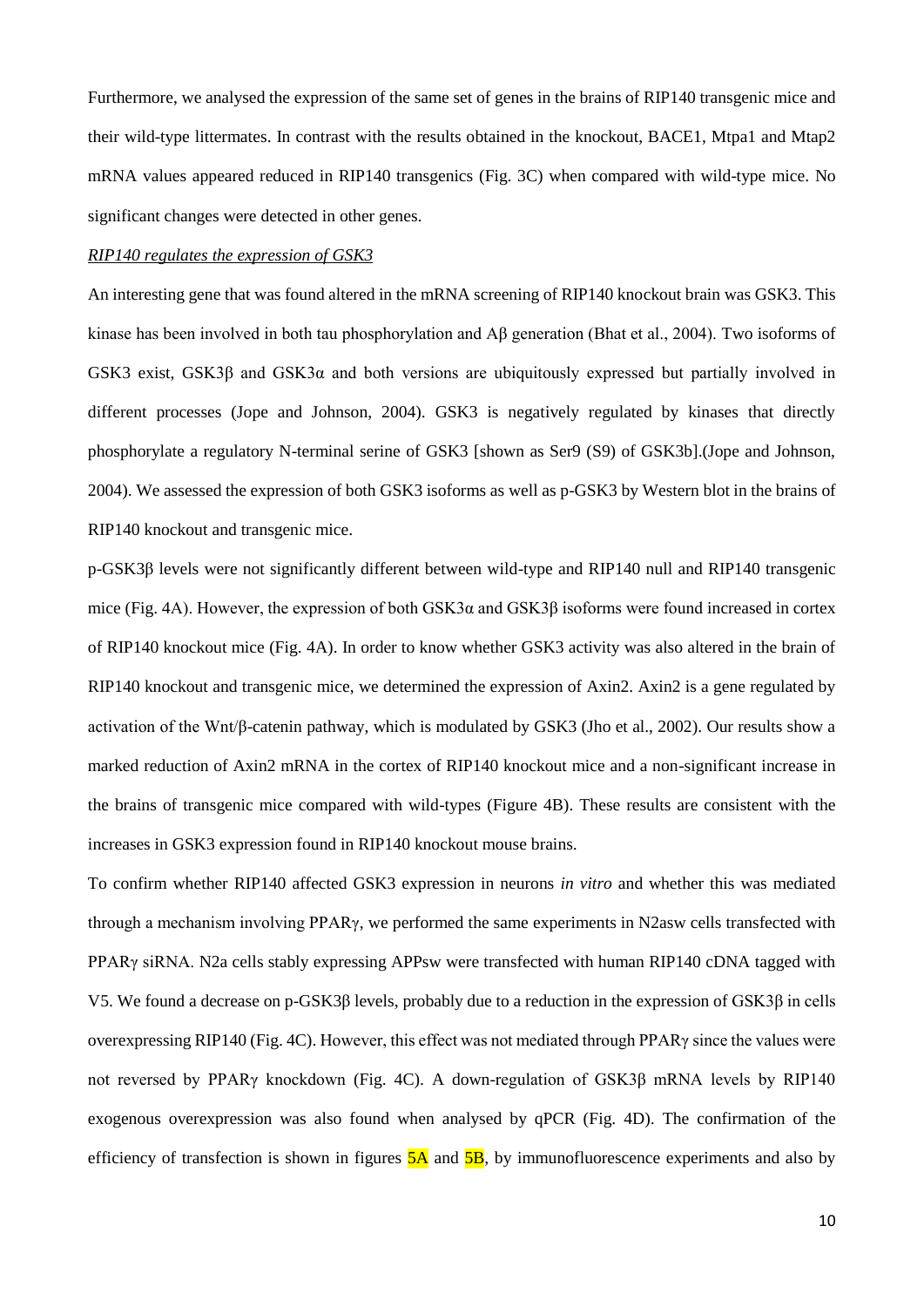Furthermore, we analysed the expression of the same set of genes in the brains of RIP140 transgenic mice and their wild-type littermates. In contrast with the results obtained in the knockout, BACE1, Mtpa1 and Mtap2 mRNA values appeared reduced in RIP140 transgenics (Fig. 3C) when compared with wild-type mice. No significant changes were detected in other genes.

*RIP140 regulates the expression of GSK3*

An interesting gene that was found altered in the mRNA screening of RIP140 knockout brain was GSK3. This kinase has been involved in both tau phosphorylation and Aβ generation (Bhat et al., 2004). Two isoforms of GSK3 exist, GSK3β and GSK3α and both versions are ubiquitously expressed but partially involved in different processes (Jope and Johnson, 2004). GSK3 is negatively regulated by kinases that directly phosphorylate a regulatory N-terminal serine of GSK3 [shown as Ser9 (S9) of GSK3b].(Jope and Johnson, 2004). We assessed the expression of both GSK3 isoforms as well as p-GSK3 by Western blot in the brains of RIP140 knockout and transgenic mice.

p-GSK3β levels were not significantly different between wild-type and RIP140 null and RIP140 transgenic mice (Fig. 4A). However, the expression of both GSK3α and GSK3β isoforms were found increased in cortex of RIP140 knockout mice (Fig. 4A). In order to know whether GSK3 activity was also altered in the brain of RIP140 knockout and transgenic mice, we determined the expression of Axin2. Axin2 is a gene regulated by activation of the Wnt/β-catenin pathway, which is modulated by GSK3 (Jho et al., 2002). Our results show a marked reduction of Axin2 mRNA in the cortex of RIP140 knockout mice and a non-significant increase in the brains of transgenic mice compared with wild-types (Figure 4B). These results are consistent with the increases in GSK3 expression found in RIP140 knockout mouse brains.

To confirm whether RIP140 affected GSK3 expression in neurons *in vitro* and whether this was mediated through a mechanism involving PPARγ, we performed the same experiments in N2asw cells transfected with PPARγ siRNA. N2a cells stably expressing APPsw were transfected with human RIP140 cDNA tagged with V5. We found a decrease on p-GSK3β levels, probably due to a reduction in the expression of GSK3β in cells overexpressing RIP140 (Fig. 4C). However, this effect was not mediated through PPARγ since the values were not reversed by PPARγ knockdown (Fig. 4C). A down-regulation of GSK3β mRNA levels by RIP140 exogenous overexpression was also found when analysed by qPCR (Fig. 4D). The confirmation of the efficiency of transfection is shown in figures 5A and 5B, by immunofluorescence experiments and also by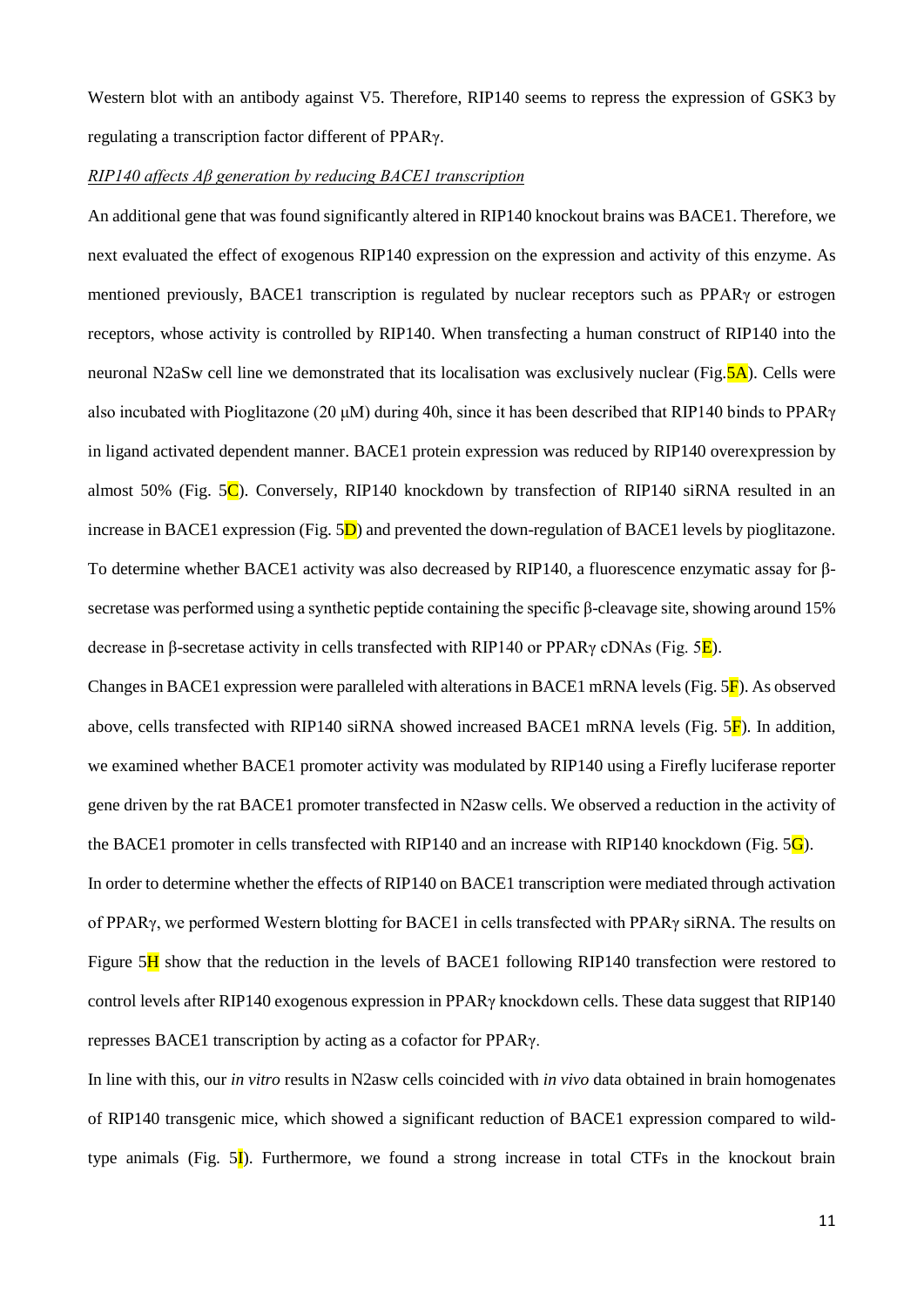Western blot with an antibody against V5. Therefore, RIP140 seems to repress the expression of GSK3 by regulating a transcription factor different of PPARγ.

*RIP140 affects Aβ generation by reducing BACE1 transcription*

An additional gene that was found significantly altered in RIP140 knockout brains was BACE1. Therefore, we next evaluated the effect of exogenous RIP140 expression on the expression and activity of this enzyme. As mentioned previously, BACE1 transcription is regulated by nuclear receptors such as PPARγ or estrogen receptors, whose activity is controlled by RIP140. When transfecting a human construct of RIP140 into the neuronal N2aSw cell line we demonstrated that its localisation was exclusively nuclear (Fig.5A). Cells were also incubated with Pioglitazone (20 μM) during 40h, since it has been described that RIP140 binds to PPARγ in ligand activated dependent manner. BACE1 protein expression was reduced by RIP140 overexpression by almost 50% (Fig. 5C). Conversely, RIP140 knockdown by transfection of RIP140 siRNA resulted in an increase in BACE1 expression (Fig. 5D) and prevented the down-regulation of BACE1 levels by pioglitazone. To determine whether BACE1 activity was also decreased by RIP140, a fluorescence enzymatic assay for β-secretase was performed using a synthetic peptide containing the specific β-cleavage site, showing around 15% decrease in β-secretase activity in cells transfected with RIP140 or PPARγ cDNAs (Fig. 5E).

Changes in BACE1 expression were paralleled with alterations in BACE1 mRNA levels (Fig. 5F). As observed above, cells transfected with RIP140 siRNA showed increased BACE1 mRNA levels (Fig. 5F). In addition, we examined whether BACE1 promoter activity was modulated by RIP140 using a Firefly luciferase reporter gene driven by the rat BACE1 promoter transfected in N2asw cells. We observed a reduction in the activity of the BACE1 promoter in cells transfected with RIP140 and an increase with RIP140 knockdown (Fig. 5G).

In order to determine whether the effects of RIP140 on BACE1 transcription were mediated through activation of PPARγ, we performed Western blotting for BACE1 in cells transfected with PPARγ siRNA. The results on Figure 5H show that the reduction in the levels of BACE1 following RIP140 transfection were restored to control levels after RIP140 exogenous expression in PPARγ knockdown cells. These data suggest that RIP140 represses BACE1 transcription by acting as a cofactor for PPARγ.

In line with this, our *in vitro* results in N2asw cells coincided with *in vivo* data obtained in brain homogenates of RIP140 transgenic mice, which showed a significant reduction of BACE1 expression compared to wild-type animals (Fig. 5I). Furthermore, we found a strong increase in total CTFs in the knockout brain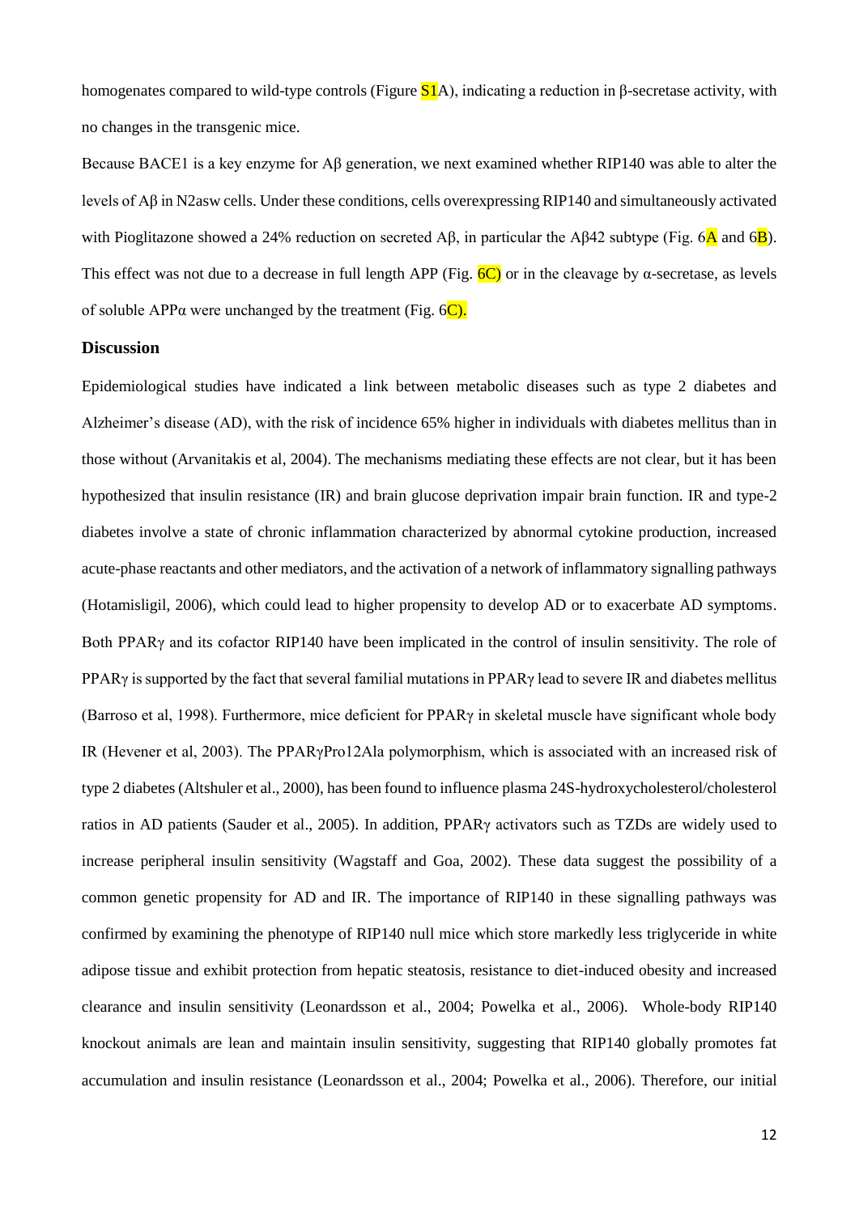homogenates compared to wild-type controls (Figure S1A), indicating a reduction in β-secretase activity, with no changes in the transgenic mice.

Because BACE1 is a key enzyme for Aβ generation, we next examined whether RIP140 was able to alter the levels of Aβ in N2asw cells. Under these conditions, cells overexpressing RIP140 and simultaneously activated with Pioglitazone showed a 24% reduction on secreted Aβ, in particular the Aβ42 subtype (Fig. 6A and 6B). This effect was not due to a decrease in full length APP (Fig. 6C) or in the cleavage by α-secretase, as levels of soluble APPα were unchanged by the treatment (Fig. 6C).

## Discussion

Epidemiological studies have indicated a link between metabolic diseases such as type 2 diabetes and Alzheimer's disease (AD), with the risk of incidence 65% higher in individuals with diabetes mellitus than in those without (Arvanitakis et al, 2004). The mechanisms mediating these effects are not clear, but it has been hypothesized that insulin resistance (IR) and brain glucose deprivation impair brain function. IR and type-2 diabetes involve a state of chronic inflammation characterized by abnormal cytokine production, increased acute-phase reactants and other mediators, and the activation of a network of inflammatory signalling pathways (Hotamisligil, 2006), which could lead to higher propensity to develop AD or to exacerbate AD symptoms. Both PPARγ and its cofactor RIP140 have been implicated in the control of insulin sensitivity. The role of PPARγ is supported by the fact that several familial mutations in PPARγ lead to severe IR and diabetes mellitus (Barroso et al, 1998). Furthermore, mice deficient for PPARγ in skeletal muscle have significant whole body IR (Hevener et al, 2003). The PPARγPro12Ala polymorphism, which is associated with an increased risk of type 2 diabetes (Altshuler et al., 2000), has been found to influence plasma 24S-hydroxycholesterol/cholesterol ratios in AD patients (Sauder et al., 2005). In addition, PPARγ activators such as TZDs are widely used to increase peripheral insulin sensitivity (Wagstaff and Goa, 2002). These data suggest the possibility of a common genetic propensity for AD and IR. The importance of RIP140 in these signalling pathways was confirmed by examining the phenotype of RIP140 null mice which store markedly less triglyceride in white adipose tissue and exhibit protection from hepatic steatosis, resistance to diet-induced obesity and increased clearance and insulin sensitivity (Leonardsson et al., 2004; Powelka et al., 2006). Whole-body RIP140 knockout animals are lean and maintain insulin sensitivity, suggesting that RIP140 globally promotes fat accumulation and insulin resistance (Leonardsson et al., 2004; Powelka et al., 2006). Therefore, our initial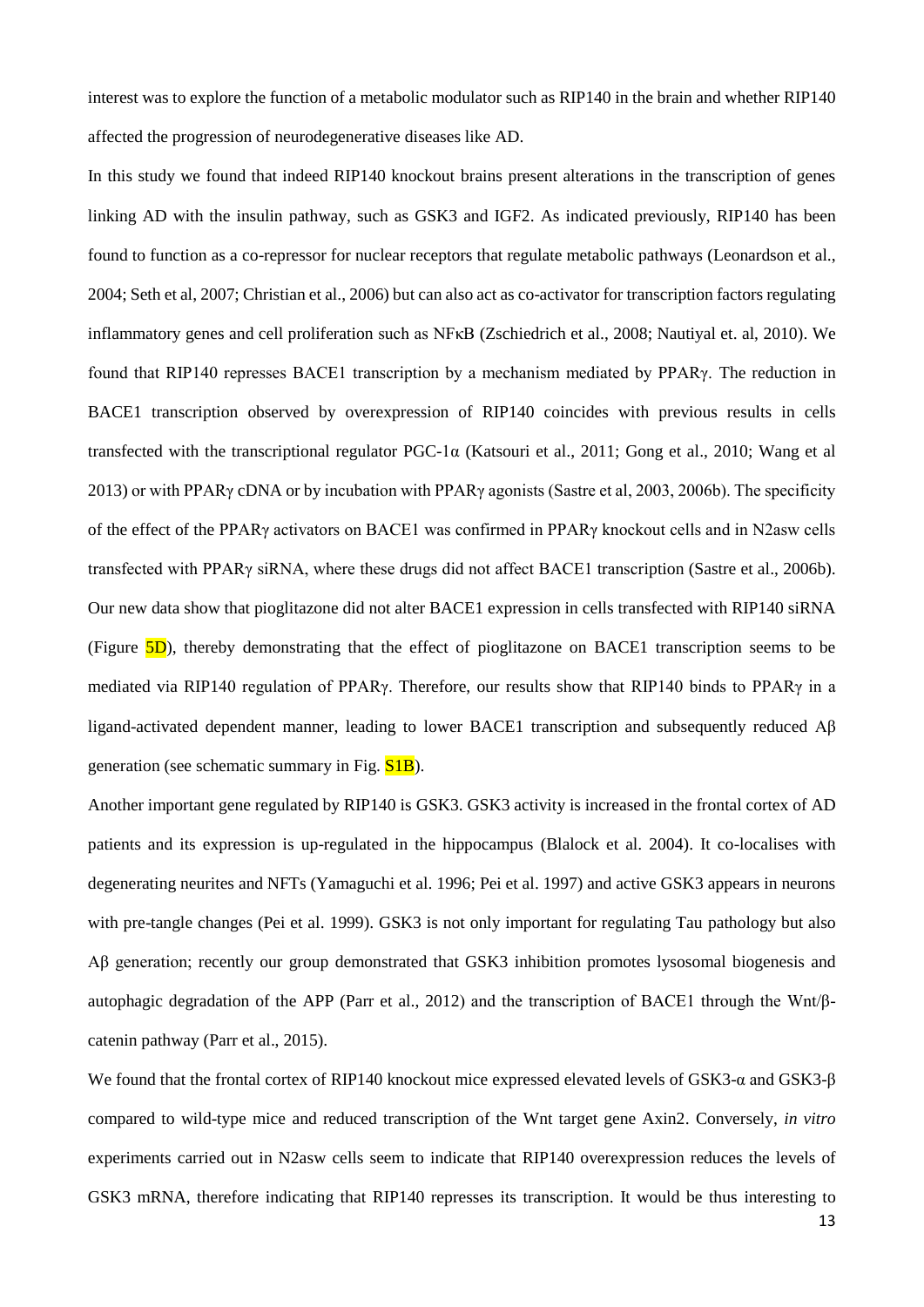interest was to explore the function of a metabolic modulator such as RIP140 in the brain and whether RIP140 affected the progression of neurodegenerative diseases like AD.

In this study we found that indeed RIP140 knockout brains present alterations in the transcription of genes linking AD with the insulin pathway, such as GSK3 and IGF2. As indicated previously, RIP140 has been found to function as a co-repressor for nuclear receptors that regulate metabolic pathways (Leonardson et al., 2004; Seth et al, 2007; Christian et al., 2006) but can also act as co-activator for transcription factors regulating inflammatory genes and cell proliferation such as NFκB (Zschiedrich et al., 2008; Nautiyal et. al, 2010). We found that RIP140 represses BACE1 transcription by a mechanism mediated by PPARγ. The reduction in BACE1 transcription observed by overexpression of RIP140 coincides with previous results in cells transfected with the transcriptional regulator PGC-1α (Katsouri et al., 2011; Gong et al., 2010; Wang et al 2013) or with PPARγ cDNA or by incubation with PPARγ agonists (Sastre et al, 2003, 2006b). The specificity of the effect of the PPARγ activators on BACE1 was confirmed in PPARγ knockout cells and in N2asw cells transfected with PPARγ siRNA, where these drugs did not affect BACE1 transcription (Sastre et al., 2006b). Our new data show that pioglitazone did not alter BACE1 expression in cells transfected with RIP140 siRNA (Figure 5D), thereby demonstrating that the effect of pioglitazone on BACE1 transcription seems to be mediated via RIP140 regulation of PPARγ. Therefore, our results show that RIP140 binds to PPARγ in a ligand-activated dependent manner, leading to lower BACE1 transcription and subsequently reduced Aβ generation (see schematic summary in Fig. S1B).

Another important gene regulated by RIP140 is GSK3. GSK3 activity is increased in the frontal cortex of AD patients and its expression is up-regulated in the hippocampus (Blalock et al. 2004). It co-localises with degenerating neurites and NFTs (Yamaguchi et al. 1996; Pei et al. 1997) and active GSK3 appears in neurons with pre-tangle changes (Pei et al. 1999). GSK3 is not only important for regulating Tau pathology but also Aβ generation; recently our group demonstrated that GSK3 inhibition promotes lysosomal biogenesis and autophagic degradation of the APP (Parr et al., 2012) and the transcription of BACE1 through the Wnt/β-catenin pathway (Parr et al., 2015).

We found that the frontal cortex of RIP140 knockout mice expressed elevated levels of GSK3-α and GSK3-β compared to wild-type mice and reduced transcription of the Wnt target gene Axin2. Conversely, *in vitro* experiments carried out in N2asw cells seem to indicate that RIP140 overexpression reduces the levels of GSK3 mRNA, therefore indicating that RIP140 represses its transcription. It would be thus interesting to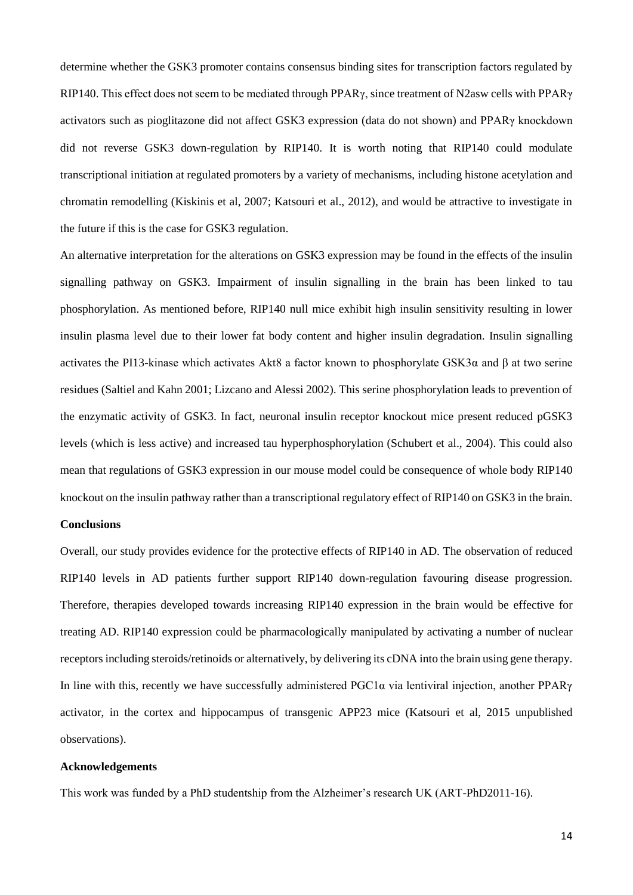determine whether the GSK3 promoter contains consensus binding sites for transcription factors regulated by RIP140. This effect does not seem to be mediated through PPARγ, since treatment of N2asw cells with PPARγ activators such as pioglitazone did not affect GSK3 expression (data do not shown) and PPARγ knockdown did not reverse GSK3 down-regulation by RIP140. It is worth noting that RIP140 could modulate transcriptional initiation at regulated promoters by a variety of mechanisms, including histone acetylation and chromatin remodelling (Kiskinis et al, 2007; Katsouri et al., 2012), and would be attractive to investigate in the future if this is the case for GSK3 regulation.

An alternative interpretation for the alterations on GSK3 expression may be found in the effects of the insulin signalling pathway on GSK3. Impairment of insulin signalling in the brain has been linked to tau phosphorylation. As mentioned before, RIP140 null mice exhibit high insulin sensitivity resulting in lower insulin plasma level due to their lower fat body content and higher insulin degradation. Insulin signalling activates the PI13-kinase which activates Akt8 a factor known to phosphorylate GSK3α and β at two serine residues (Saltiel and Kahn 2001; Lizcano and Alessi 2002). This serine phosphorylation leads to prevention of the enzymatic activity of GSK3. In fact, neuronal insulin receptor knockout mice present reduced pGSK3 levels (which is less active) and increased tau hyperphosphorylation (Schubert et al., 2004). This could also mean that regulations of GSK3 expression in our mouse model could be consequence of whole body RIP140 knockout on the insulin pathway rather than a transcriptional regulatory effect of RIP140 on GSK3 in the brain.

**Conclusions**

Overall, our study provides evidence for the protective effects of RIP140 in AD. The observation of reduced RIP140 levels in AD patients further support RIP140 down-regulation favouring disease progression. Therefore, therapies developed towards increasing RIP140 expression in the brain would be effective for treating AD. RIP140 expression could be pharmacologically manipulated by activating a number of nuclear receptors including steroids/retinoids or alternatively, by delivering its cDNA into the brain using gene therapy. In line with this, recently we have successfully administered PGC1α via lentiviral injection, another PPARγ activator, in the cortex and hippocampus of transgenic APP23 mice (Katsouri et al, 2015 unpublished observations).

**Acknowledgements**

This work was funded by a PhD studentship from the Alzheimer's research UK (ART-PhD2011-16).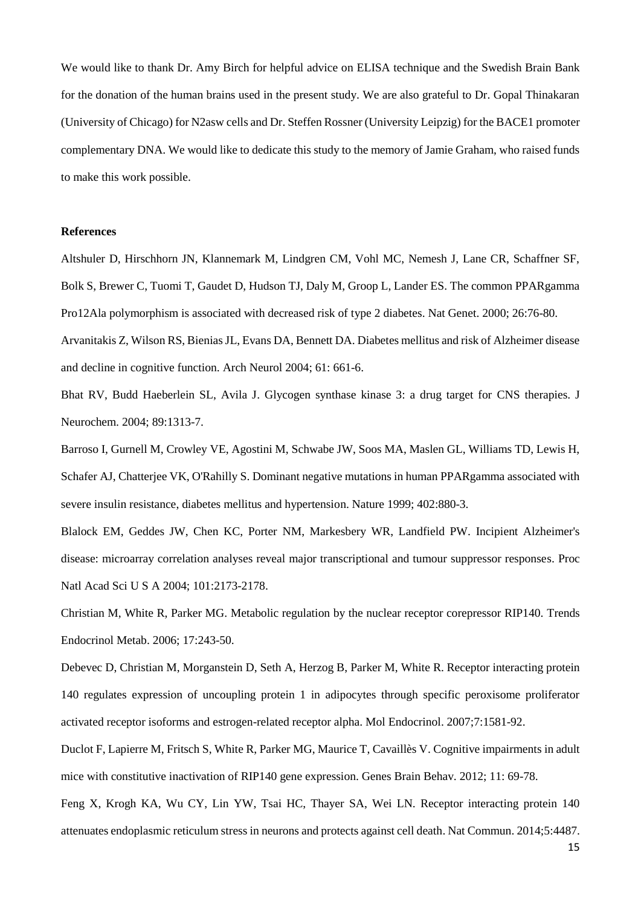We would like to thank Dr. Amy Birch for helpful advice on ELISA technique and the Swedish Brain Bank for the donation of the human brains used in the present study. We are also grateful to Dr. Gopal Thinakaran (University of Chicago) for N2asw cells and Dr. Steffen Rossner (University Leipzig) for the BACE1 promoter complementary DNA. We would like to dedicate this study to the memory of Jamie Graham, who raised funds to make this work possible.

**References**

Altshuler D, Hirschhorn JN, Klannemark M, Lindgren CM, Vohl MC, Nemesh J, Lane CR, Schaffner SF, Bolk S, Brewer C, Tuomi T, Gaudet D, Hudson TJ, Daly M, Groop L, Lander ES. The common PPARgamma Pro12Ala polymorphism is associated with decreased risk of type 2 diabetes. Nat Genet. 2000; 26:76-80.

Arvanitakis Z, Wilson RS, Bienias JL, Evans DA, Bennett DA. Diabetes mellitus and risk of Alzheimer disease and decline in cognitive function. Arch Neurol 2004; 61: 661-6.

Bhat RV, Budd Haeberlein SL, Avila J. Glycogen synthase kinase 3: a drug target for CNS therapies. J Neurochem. 2004; 89:1313-7.

Barroso I, Gurnell M, Crowley VE, Agostini M, Schwabe JW, Soos MA, Maslen GL, Williams TD, Lewis H, Schafer AJ, Chatterjee VK, O'Rahilly S. Dominant negative mutations in human PPARgamma associated with severe insulin resistance, diabetes mellitus and hypertension. Nature 1999; 402:880-3.

Blalock EM, Geddes JW, Chen KC, Porter NM, Markesbery WR, Landfield PW. Incipient Alzheimer's disease: microarray correlation analyses reveal major transcriptional and tumour suppressor responses. Proc Natl Acad Sci U S A 2004; 101:2173-2178.

Christian M, White R, Parker MG. Metabolic regulation by the nuclear receptor corepressor RIP140. Trends Endocrinol Metab. 2006; 17:243-50.

Debevec D, Christian M, Morganstein D, Seth A, Herzog B, Parker M, White R. Receptor interacting protein 140 regulates expression of uncoupling protein 1 in adipocytes through specific peroxisome proliferator activated receptor isoforms and estrogen-related receptor alpha. Mol Endocrinol. 2007;7:1581-92.

Duclot F, Lapierre M, Fritsch S, White R, Parker MG, Maurice T, Cavaillès V. Cognitive impairments in adult mice with constitutive inactivation of RIP140 gene expression. Genes Brain Behav. 2012; 11: 69-78.

Feng X, Krogh KA, Wu CY, Lin YW, Tsai HC, Thayer SA, Wei LN. Receptor interacting protein 140 attenuates endoplasmic reticulum stress in neurons and protects against cell death. Nat Commun. 2014;5:4487.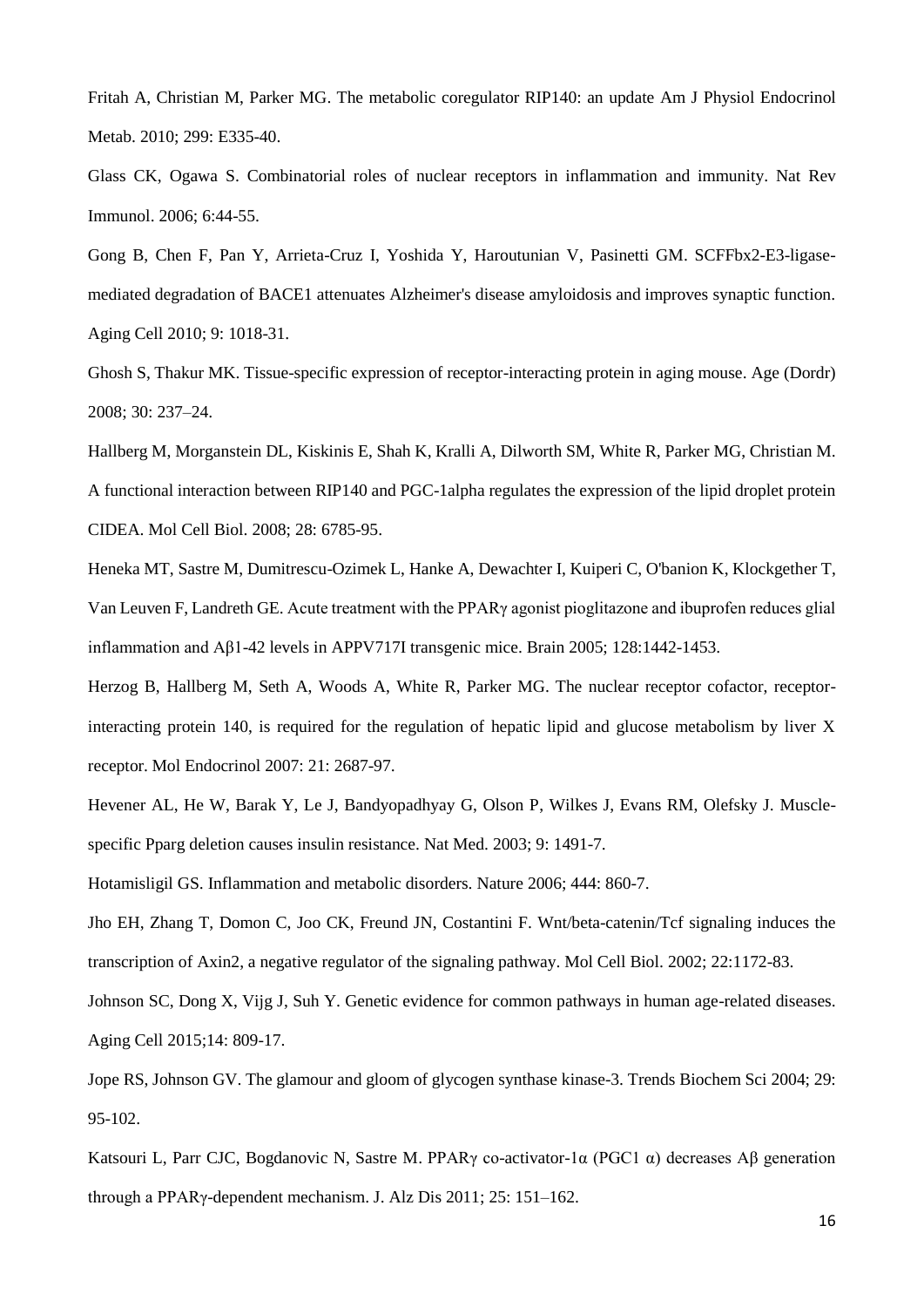Fritah A, Christian M, Parker MG. The metabolic coregulator RIP140: an update Am J Physiol Endocrinol Metab. 2010; 299: E335-40.

Glass CK, Ogawa S. Combinatorial roles of nuclear receptors in inflammation and immunity. Nat Rev Immunol. 2006; 6:44-55.

Gong B, Chen F, Pan Y, Arrieta-Cruz I, Yoshida Y, Haroutunian V, Pasinetti GM. SCFFbx2-E3-ligase-mediated degradation of BACE1 attenuates Alzheimer's disease amyloidosis and improves synaptic function. Aging Cell 2010; 9: 1018-31.

Ghosh S, Thakur MK. Tissue-specific expression of receptor-interacting protein in aging mouse. Age (Dordr) 2008; 30: 237–24.

Hallberg M, Morganstein DL, Kiskinis E, Shah K, Kralli A, Dilworth SM, White R, Parker MG, Christian M. A functional interaction between RIP140 and PGC-1alpha regulates the expression of the lipid droplet protein CIDEA. Mol Cell Biol. 2008; 28: 6785-95.

Heneka MT, Sastre M, Dumitrescu-Ozimek L, Hanke A, Dewachter I, Kuiperi C, O'banion K, Klockgether T, Van Leuven F, Landreth GE. Acute treatment with the PPARγ agonist pioglitazone and ibuprofen reduces glial inflammation and Aβ1-42 levels in APPV717I transgenic mice. Brain 2005; 128:1442-1453.

Herzog B, Hallberg M, Seth A, Woods A, White R, Parker MG. The nuclear receptor cofactor, receptor-interacting protein 140, is required for the regulation of hepatic lipid and glucose metabolism by liver X receptor. Mol Endocrinol 2007: 21: 2687-97.

Hevener AL, He W, Barak Y, Le J, Bandyopadhyay G, Olson P, Wilkes J, Evans RM, Olefsky J. Muscle-specific Pparg deletion causes insulin resistance. Nat Med. 2003; 9: 1491-7.

Hotamisligil GS. Inflammation and metabolic disorders. Nature 2006; 444: 860-7.

Jho EH, Zhang T, Domon C, Joo CK, Freund JN, Costantini F. Wnt/beta-catenin/Tcf signaling induces the transcription of Axin2, a negative regulator of the signaling pathway. Mol Cell Biol. 2002; 22:1172-83.

Johnson SC, Dong X, Vijg J, Suh Y. Genetic evidence for common pathways in human age-related diseases. Aging Cell 2015;14: 809-17.

Jope RS, Johnson GV. The glamour and gloom of glycogen synthase kinase-3. Trends Biochem Sci 2004; 29: 95-102.

Katsouri L, Parr CJC, Bogdanovic N, Sastre M. PPARγ co-activator-1α (PGC1 α) decreases Aβ generation through a PPARγ-dependent mechanism. J. Alz Dis 2011; 25: 151–162.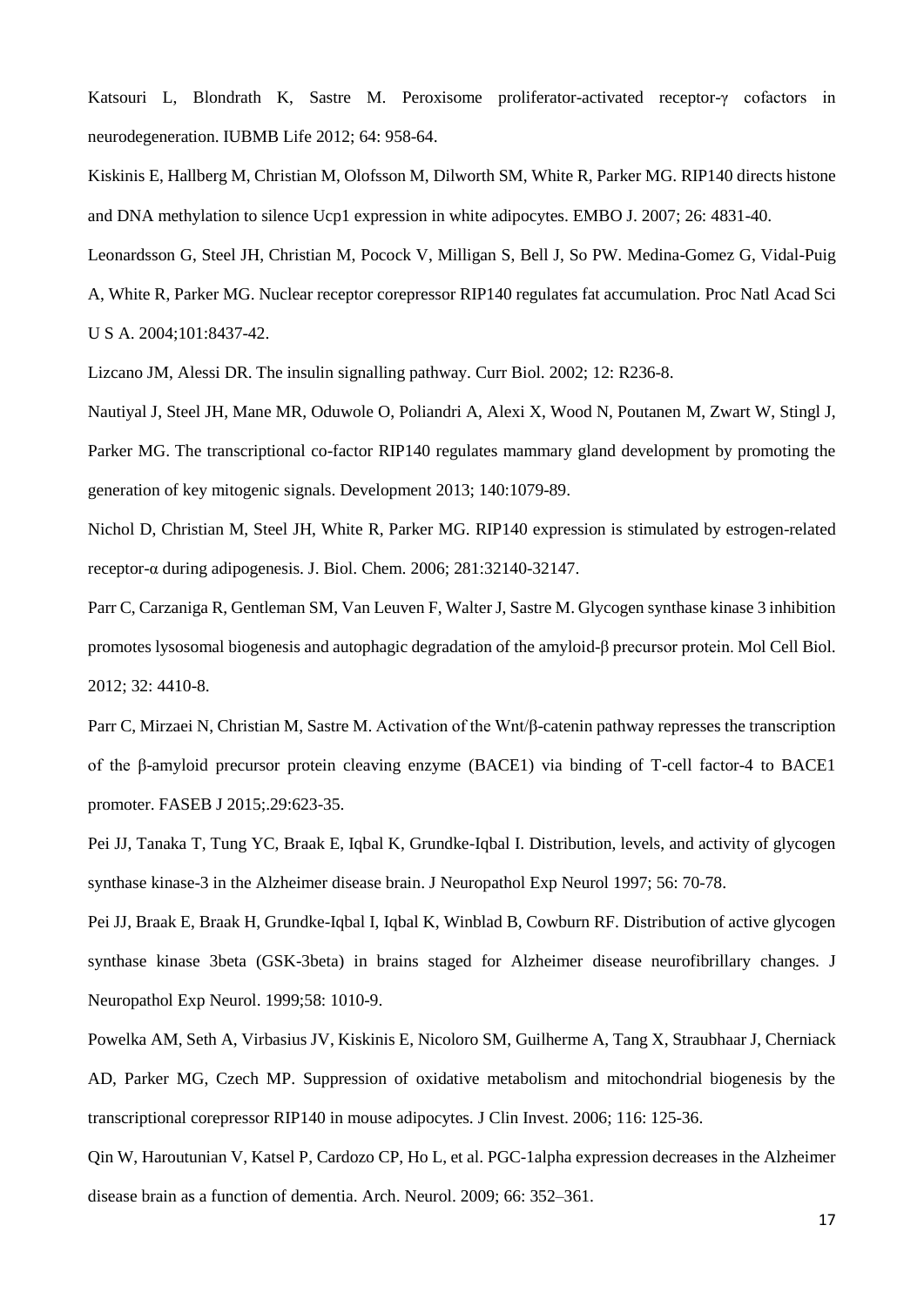Katsouri L, Blondrath K, Sastre M. Peroxisome proliferator-activated receptor-γ cofactors in neurodegeneration. IUBMB Life 2012; 64: 958-64.

Kiskinis E, Hallberg M, Christian M, Olofsson M, Dilworth SM, White R, Parker MG. RIP140 directs histone and DNA methylation to silence Ucp1 expression in white adipocytes. EMBO J. 2007; 26: 4831-40.

Leonardsson G, Steel JH, Christian M, Pocock V, Milligan S, Bell J, So PW. Medina-Gomez G, Vidal-Puig A, White R, Parker MG. Nuclear receptor corepressor RIP140 regulates fat accumulation. Proc Natl Acad Sci U S A. 2004;101:8437-42.

Lizcano JM, Alessi DR. The insulin signalling pathway. Curr Biol. 2002; 12: R236-8.

Nautiyal J, Steel JH, Mane MR, Oduwole O, Poliandri A, Alexi X, Wood N, Poutanen M, Zwart W, Stingl J, Parker MG. The transcriptional co-factor RIP140 regulates mammary gland development by promoting the generation of key mitogenic signals. Development 2013; 140:1079-89.

Nichol D, Christian M, Steel JH, White R, Parker MG. RIP140 expression is stimulated by estrogen-related receptor-α during adipogenesis. J. Biol. Chem. 2006; 281:32140-32147.

Parr C, Carzaniga R, Gentleman SM, Van Leuven F, Walter J, Sastre M. Glycogen synthase kinase 3 inhibition promotes lysosomal biogenesis and autophagic degradation of the amyloid-β precursor protein. Mol Cell Biol. 2012; 32: 4410-8.

Parr C, Mirzaei N, Christian M, Sastre M. Activation of the Wnt/β-catenin pathway represses the transcription of the β-amyloid precursor protein cleaving enzyme (BACE1) via binding of T-cell factor-4 to BACE1 promoter. FASEB J 2015;.29:623-35.

Pei JJ, Tanaka T, Tung YC, Braak E, Iqbal K, Grundke-Iqbal I. Distribution, levels, and activity of glycogen synthase kinase-3 in the Alzheimer disease brain. J Neuropathol Exp Neurol 1997; 56: 70-78.

Pei JJ, Braak E, Braak H, Grundke-Iqbal I, Iqbal K, Winblad B, Cowburn RF. Distribution of active glycogen synthase kinase 3beta (GSK-3beta) in brains staged for Alzheimer disease neurofibrillary changes. J Neuropathol Exp Neurol. 1999;58: 1010-9.

Powelka AM, Seth A, Virbasius JV, Kiskinis E, Nicoloro SM, Guilherme A, Tang X, Straubhaar J, Cherniack AD, Parker MG, Czech MP. Suppression of oxidative metabolism and mitochondrial biogenesis by the transcriptional corepressor RIP140 in mouse adipocytes. J Clin Invest. 2006; 116: 125-36.

Qin W, Haroutunian V, Katsel P, Cardozo CP, Ho L, et al. PGC-1alpha expression decreases in the Alzheimer disease brain as a function of dementia. Arch. Neurol. 2009; 66: 352–361.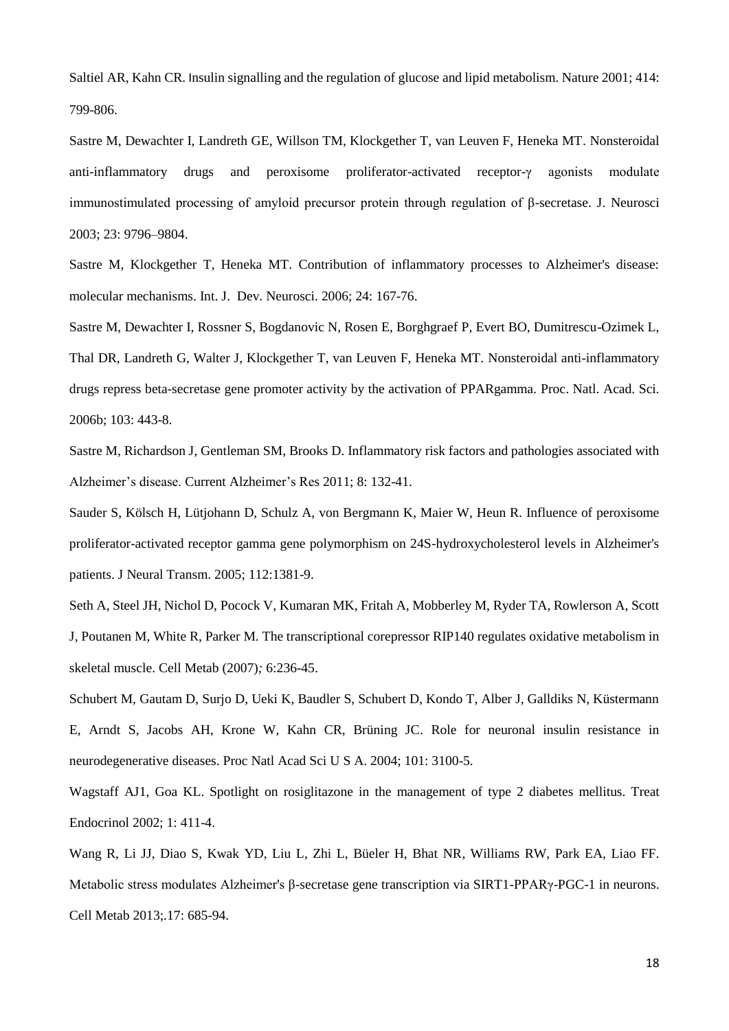Saltiel AR, Kahn CR. Insulin signalling and the regulation of glucose and lipid metabolism. Nature 2001; 414: 799-806.

Sastre M, Dewachter I, Landreth GE, Willson TM, Klockgether T, van Leuven F, Heneka MT. Nonsteroidal anti-inflammatory drugs and peroxisome proliferator-activated receptor-γ agonists modulate immunostimulated processing of amyloid precursor protein through regulation of β-secretase. J. Neurosci 2003; 23: 9796–9804.

Sastre M, Klockgether T, Heneka MT. Contribution of inflammatory processes to Alzheimer's disease: molecular mechanisms. Int. J. Dev. Neurosci. 2006; 24: 167-76.

Sastre M, Dewachter I, Rossner S, Bogdanovic N, Rosen E, Borghgraef P, Evert BO, Dumitrescu-Ozimek L, Thal DR, Landreth G, Walter J, Klockgether T, van Leuven F, Heneka MT. Nonsteroidal anti-inflammatory drugs repress beta-secretase gene promoter activity by the activation of PPARgamma. Proc. Natl. Acad. Sci. 2006b; 103: 443-8.

Sastre M, Richardson J, Gentleman SM, Brooks D. Inflammatory risk factors and pathologies associated with Alzheimer's disease. Current Alzheimer's Res 2011; 8: 132-41.

Sauder S, Kölsch H, Lütjohann D, Schulz A, von Bergmann K, Maier W, Heun R. Influence of peroxisome proliferator-activated receptor gamma gene polymorphism on 24S-hydroxycholesterol levels in Alzheimer's patients. J Neural Transm. 2005; 112:1381-9.

Seth A, Steel JH, Nichol D, Pocock V, Kumaran MK, Fritah A, Mobberley M, Ryder TA, Rowlerson A, Scott J, Poutanen M, White R, Parker M. The transcriptional corepressor RIP140 regulates oxidative metabolism in skeletal muscle. Cell Metab (2007)*;* 6:236-45.

Schubert M, Gautam D, Surjo D, Ueki K, Baudler S, Schubert D, Kondo T, Alber J, Galldiks N, Küstermann E, Arndt S, Jacobs AH, Krone W, Kahn CR, Brüning JC. Role for neuronal insulin resistance in neurodegenerative diseases. Proc Natl Acad Sci U S A. 2004; 101: 3100-5.

Wagstaff AJ1, Goa KL. Spotlight on rosiglitazone in the management of type 2 diabetes mellitus. Treat Endocrinol 2002; 1: 411-4.

Wang R, Li JJ, Diao S, Kwak YD, Liu L, Zhi L, Büeler H, Bhat NR, Williams RW, Park EA, Liao FF. Metabolic stress modulates Alzheimer's β-secretase gene transcription via SIRT1-PPARγ-PGC-1 in neurons. Cell Metab 2013;.17: 685-94.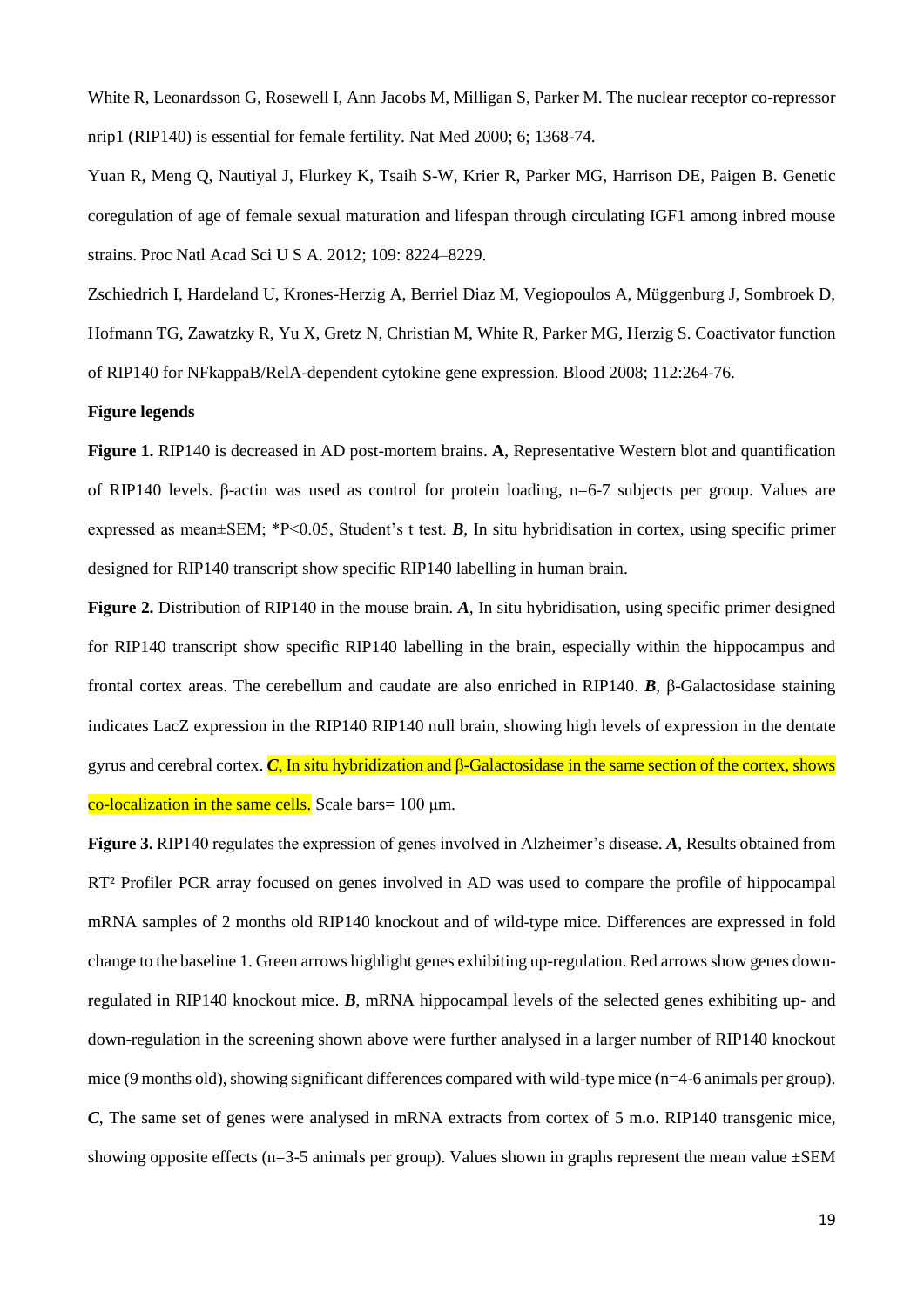White R, Leonardsson G, Rosewell I, Ann Jacobs M, Milligan S, Parker M. The nuclear receptor co-repressor nrip1 (RIP140) is essential for female fertility. Nat Med 2000; 6; 1368-74.

Yuan R, Meng Q, Nautiyal J, Flurkey K, Tsaih S-W, Krier R, Parker MG, Harrison DE, Paigen B. Genetic coregulation of age of female sexual maturation and lifespan through circulating IGF1 among inbred mouse strains. Proc Natl Acad Sci U S A. 2012; 109: 8224–8229.

Zschiedrich I, Hardeland U, Krones-Herzig A, Berriel Diaz M, Vegiopoulos A, Müggenburg J, Sombroek D, Hofmann TG, Zawatzky R, Yu X, Gretz N, Christian M, White R, Parker MG, Herzig S. Coactivator function of RIP140 for NFkappaB/RelA-dependent cytokine gene expression. Blood 2008; 112:264-76.

**Figure legends**

**Figure 1.** RIP140 is decreased in AD post-mortem brains. **A**, Representative Western blot and quantification of RIP140 levels. β-actin was used as control for protein loading, n=6-7 subjects per group. Values are expressed as mean±SEM; *P<0.05, Student's t test. ***B***, In situ hybridisation in cortex, using specific primer designed for RIP140 transcript show specific RIP140 labelling in human brain.

**Figure 2.** Distribution of RIP140 in the mouse brain. ***A***, In situ hybridisation, using specific primer designed for RIP140 transcript show specific RIP140 labelling in the brain, especially within the hippocampus and frontal cortex areas. The cerebellum and caudate are also enriched in RIP140. ***B***, β-Galactosidase staining indicates LacZ expression in the RIP140 RIP140 null brain, showing high levels of expression in the dentate gyrus and cerebral cortex. ***C***, In situ hybridization and β-Galactosidase in the same section of the cortex, shows co-localization in the same cells. Scale bars= 100 μm.

**Figure 3.** RIP140 regulates the expression of genes involved in Alzheimer's disease. ***A***, Results obtained from RT² Profiler PCR array focused on genes involved in AD was used to compare the profile of hippocampal mRNA samples of 2 months old RIP140 knockout and of wild-type mice. Differences are expressed in fold change to the baseline 1. Green arrows highlight genes exhibiting up-regulation. Red arrows show genes down-regulated in RIP140 knockout mice. ***B***, mRNA hippocampal levels of the selected genes exhibiting up- and down-regulation in the screening shown above were further analysed in a larger number of RIP140 knockout mice (9 months old), showing significant differences compared with wild-type mice (n=4-6 animals per group). ***C***, The same set of genes were analysed in mRNA extracts from cortex of 5 m.o. RIP140 transgenic mice, showing opposite effects (n=3-5 animals per group). Values shown in graphs represent the mean value ±SEM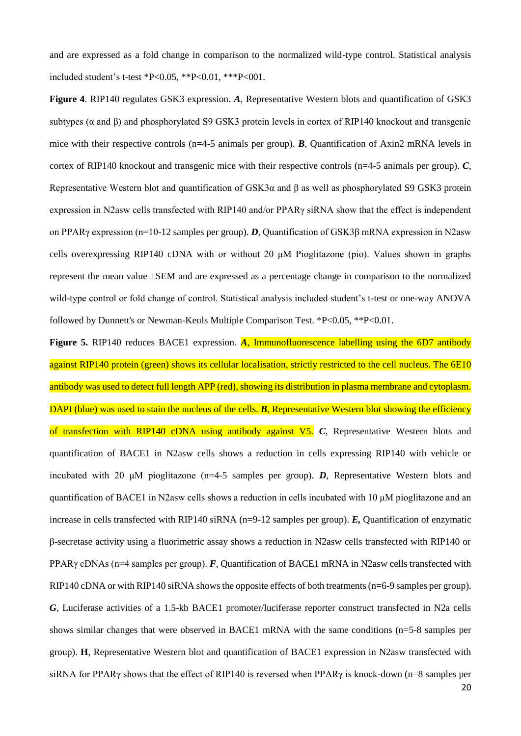and are expressed as a fold change in comparison to the normalized wild-type control. Statistical analysis included student's t-test *P<0.05, **P<0.01, ***P<001.

**Figure 4**. RIP140 regulates GSK3 expression. ***A***, Representative Western blots and quantification of GSK3 subtypes (α and β) and phosphorylated S9 GSK3 protein levels in cortex of RIP140 knockout and transgenic mice with their respective controls (n=4-5 animals per group). ***B***, Quantification of Axin2 mRNA levels in cortex of RIP140 knockout and transgenic mice with their respective controls (n=4-5 animals per group). ***C***, Representative Western blot and quantification of GSK3α and β as well as phosphorylated S9 GSK3 protein expression in N2asw cells transfected with RIP140 and/or PPARγ siRNA show that the effect is independent on PPARγ expression (n=10-12 samples per group). ***D***, Quantification of GSK3β mRNA expression in N2asw cells overexpressing RIP140 cDNA with or without 20 μM Pioglitazone (pio). Values shown in graphs represent the mean value ±SEM and are expressed as a percentage change in comparison to the normalized wild-type control or fold change of control. Statistical analysis included student's t-test or one-way ANOVA followed by Dunnett's or Newman-Keuls Multiple Comparison Test. *P<0.05, **P<0.01.

**Figure 5.** RIP140 reduces BACE1 expression. ***A***, Immunofluorescence labelling using the 6D7 antibody against RIP140 protein (green) shows its cellular localisation, strictly restricted to the cell nucleus. The 6E10 antibody was used to detect full length APP (red), showing its distribution in plasma membrane and cytoplasm. DAPI (blue) was used to stain the nucleus of the cells. ***B***, Representative Western blot showing the efficiency of transfection with RIP140 cDNA using antibody against V5. ***C***, Representative Western blots and quantification of BACE1 in N2asw cells shows a reduction in cells expressing RIP140 with vehicle or incubated with 20 μM pioglitazone (n=4-5 samples per group). ***D***, Representative Western blots and quantification of BACE1 in N2asw cells shows a reduction in cells incubated with 10 μM pioglitazone and an increase in cells transfected with RIP140 siRNA (n=9-12 samples per group). ***E,*** Quantification of enzymatic β-secretase activity using a fluorimetric assay shows a reduction in N2asw cells transfected with RIP140 or PPARγ cDNAs (n=4 samples per group). ***F***, Quantification of BACE1 mRNA in N2asw cells transfected with RIP140 cDNA or with RIP140 siRNA shows the opposite effects of both treatments (n=6-9 samples per group). ***G***, Luciferase activities of a 1.5-kb BACE1 promoter/luciferase reporter construct transfected in N2a cells shows similar changes that were observed in BACE1 mRNA with the same conditions (n=5-8 samples per group). **H**, Representative Western blot and quantification of BACE1 expression in N2asw transfected with siRNA for PPARγ shows that the effect of RIP140 is reversed when PPARγ is knock-down (n=8 samples per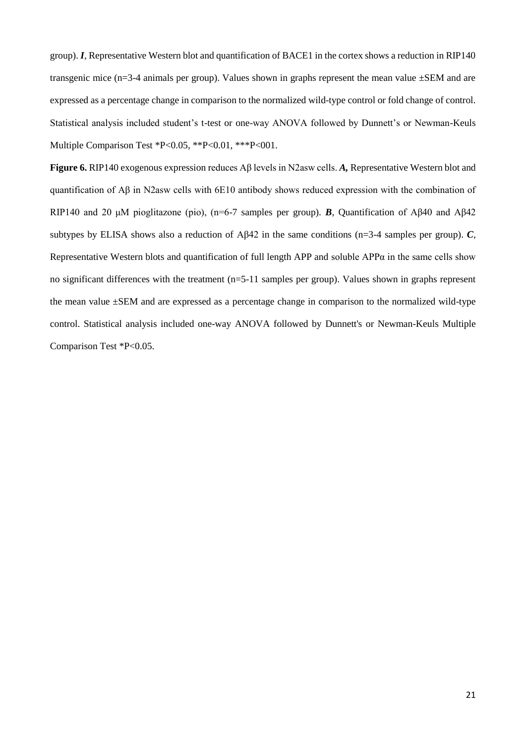group). ***I***, Representative Western blot and quantification of BACE1 in the cortex shows a reduction in RIP140 transgenic mice (n=3-4 animals per group). Values shown in graphs represent the mean value ±SEM and are expressed as a percentage change in comparison to the normalized wild-type control or fold change of control. Statistical analysis included student's t-test or one-way ANOVA followed by Dunnett's or Newman-Keuls Multiple Comparison Test *P<0.05, **P<0.01, ***P<001.

**Figure 6.** RIP140 exogenous expression reduces Aβ levels in N2asw cells. ***A,*** Representative Western blot and quantification of Aβ in N2asw cells with 6E10 antibody shows reduced expression with the combination of RIP140 and 20 μM pioglitazone (pio), (n=6-7 samples per group). ***B***, Quantification of Aβ40 and Aβ42 subtypes by ELISA shows also a reduction of Aβ42 in the same conditions (n=3-4 samples per group). ***C***, Representative Western blots and quantification of full length APP and soluble APPα in the same cells show no significant differences with the treatment (n=5-11 samples per group). Values shown in graphs represent the mean value ±SEM and are expressed as a percentage change in comparison to the normalized wild-type control. Statistical analysis included one-way ANOVA followed by Dunnett's or Newman-Keuls Multiple Comparison Test *P<0.05.